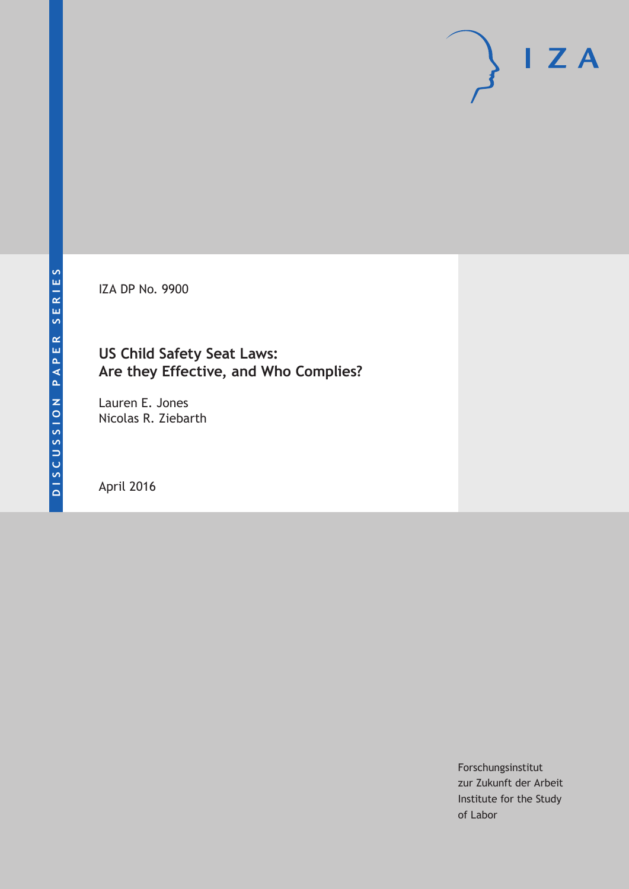DISCUSSION PAPER SERIES

IZA DP No. 9900

# US Child Safety Seat Laws: Are they Effective, and Who Complies?

Lauren E. Jones
Nicolas R. Ziebarth

April 2016

Forschungsinstitut
zur Zukunft der Arbeit
Institute for the Study
of Labor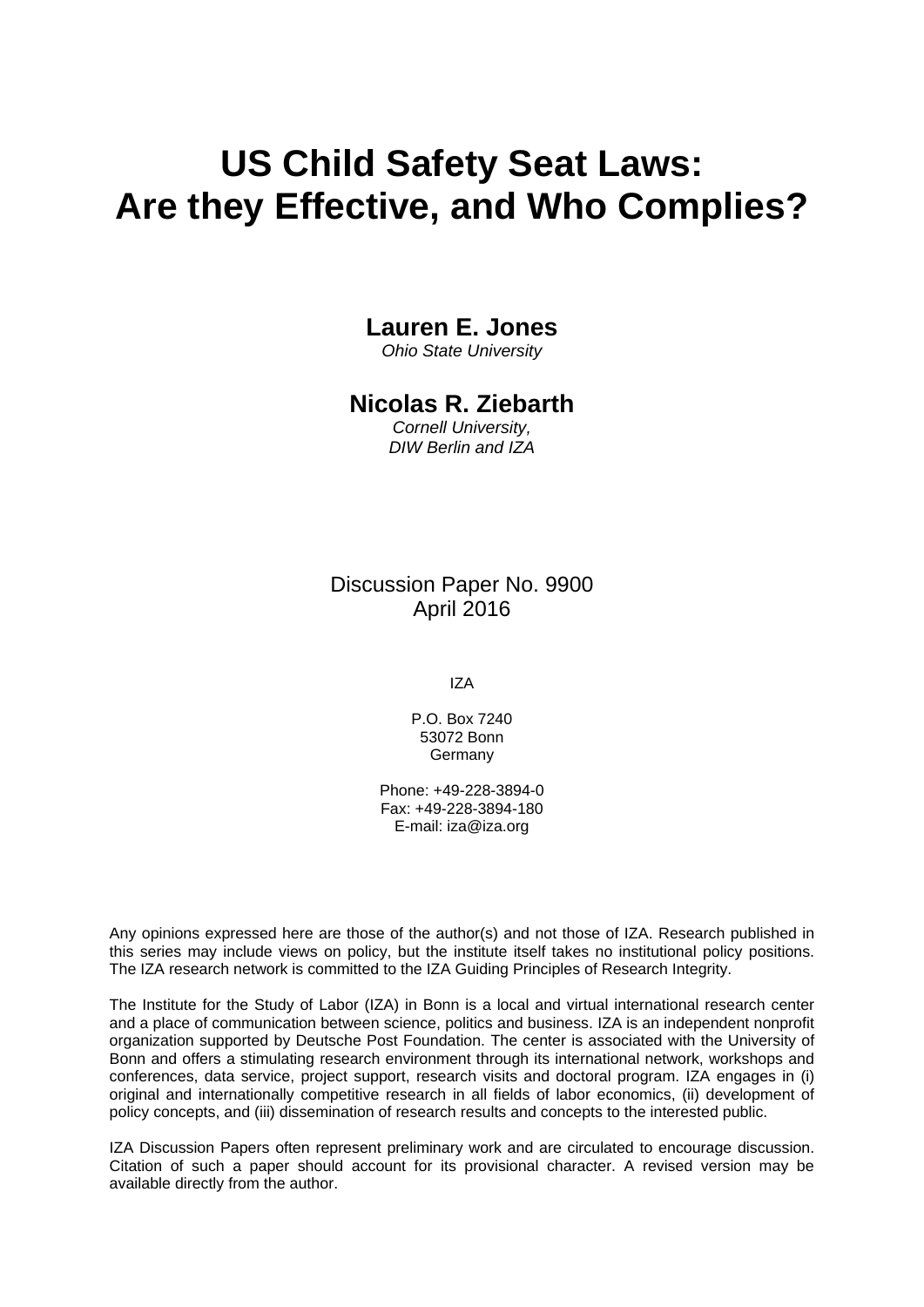# US Child Safety Seat Laws:
# Are they Effective, and Who Complies?

**Lauren E. Jones**
*Ohio State University*

**Nicolas R. Ziebarth**
*Cornell University,*
*DIW Berlin and IZA*

Discussion Paper No. 9900
April 2016

IZA

P.O. Box 7240
53072 Bonn
Germany

Phone: +49-228-3894-0
Fax: +49-228-3894-180
E-mail: iza@iza.org

Any opinions expressed here are those of the author(s) and not those of IZA. Research published in this series may include views on policy, but the institute itself takes no institutional policy positions. The IZA research network is committed to the IZA Guiding Principles of Research Integrity.

The Institute for the Study of Labor (IZA) in Bonn is a local and virtual international research center and a place of communication between science, politics and business. IZA is an independent nonprofit organization supported by Deutsche Post Foundation. The center is associated with the University of Bonn and offers a stimulating research environment through its international network, workshops and conferences, data service, project support, research visits and doctoral program. IZA engages in (i) original and internationally competitive research in all fields of labor economics, (ii) development of policy concepts, and (iii) dissemination of research results and concepts to the interested public.

IZA Discussion Papers often represent preliminary work and are circulated to encourage discussion. Citation of such a paper should account for its provisional character. A revised version may be available directly from the author.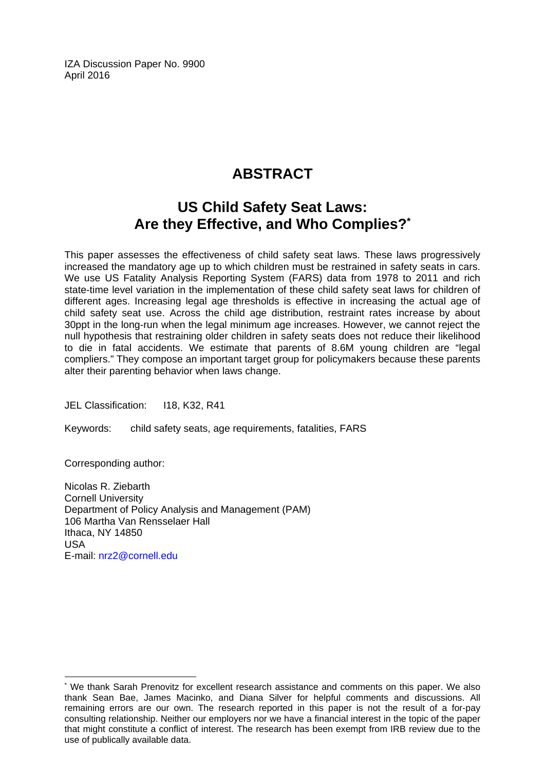IZA Discussion Paper No. 9900
April 2016

# ABSTRACT

## US Child Safety Seat Laws: Are they Effective, and Who Complies?*

This paper assesses the effectiveness of child safety seat laws. These laws progressively increased the mandatory age up to which children must be restrained in safety seats in cars. We use US Fatality Analysis Reporting System (FARS) data from 1978 to 2011 and rich state-time level variation in the implementation of these child safety seat laws for children of different ages. Increasing legal age thresholds is effective in increasing the actual age of child safety seat use. Across the child age distribution, restraint rates increase by about 30ppt in the long-run when the legal minimum age increases. However, we cannot reject the null hypothesis that restraining older children in safety seats does not reduce their likelihood to die in fatal accidents. We estimate that parents of 8.6M young children are "legal compliers." They compose an important target group for policymakers because these parents alter their parenting behavior when laws change.

JEL Classification: I18, K32, R41

Keywords: child safety seats, age requirements, fatalities, FARS

Corresponding author:

Nicolas R. Ziebarth
Cornell University
Department of Policy Analysis and Management (PAM)
106 Martha Van Rensselaer Hall
Ithaca, NY 14850
USA
E-mail: nrz2@cornell.edu

---

* We thank Sarah Prenovitz for excellent research assistance and comments on this paper. We also thank Sean Bae, James Macinko, and Diana Silver for helpful comments and discussions. All remaining errors are our own. The research reported in this paper is not the result of a for-pay consulting relationship. Neither our employers nor we have a financial interest in the topic of the paper that might constitute a conflict of interest. The research has been exempt from IRB review due to the use of publically available data.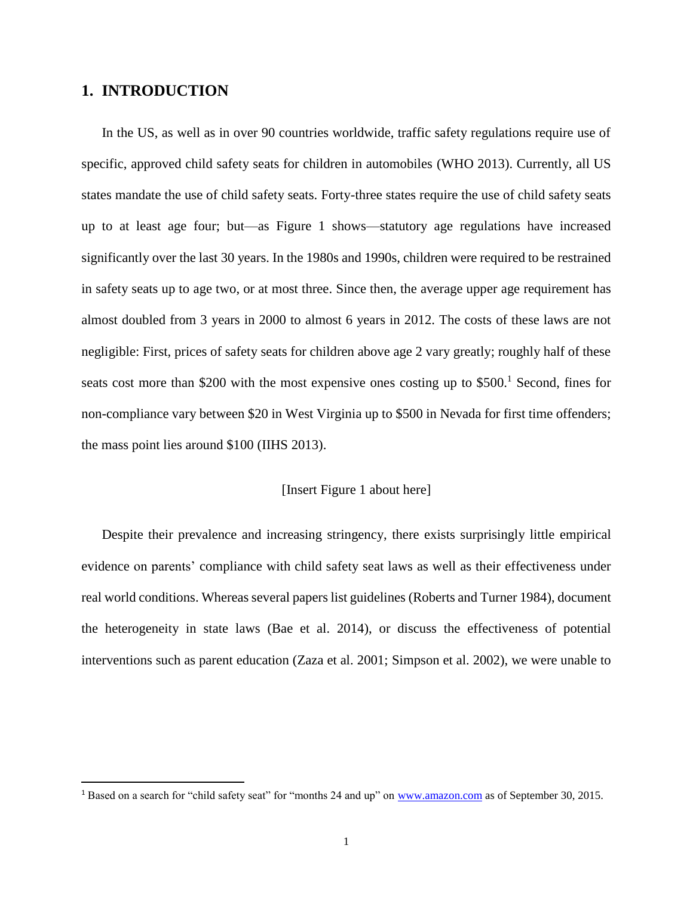## 1. INTRODUCTION

In the US, as well as in over 90 countries worldwide, traffic safety regulations require use of specific, approved child safety seats for children in automobiles (WHO 2013). Currently, all US states mandate the use of child safety seats. Forty-three states require the use of child safety seats up to at least age four; but—as Figure 1 shows—statutory age regulations have increased significantly over the last 30 years. In the 1980s and 1990s, children were required to be restrained in safety seats up to age two, or at most three. Since then, the average upper age requirement has almost doubled from 3 years in 2000 to almost 6 years in 2012. The costs of these laws are not negligible: First, prices of safety seats for children above age 2 vary greatly; roughly half of these seats cost more than $200 with the most expensive ones costing up to $500.[1] Second, fines for non-compliance vary between $20 in West Virginia up to $500 in Nevada for first time offenders; the mass point lies around $100 (IIHS 2013).

[Insert Figure 1 about here]

Despite their prevalence and increasing stringency, there exists surprisingly little empirical evidence on parents' compliance with child safety seat laws as well as their effectiveness under real world conditions. Whereas several papers list guidelines (Roberts and Turner 1984), document the heterogeneity in state laws (Bae et al. 2014), or discuss the effectiveness of potential interventions such as parent education (Zaza et al. 2001; Simpson et al. 2002), we were unable to

[1] Based on a search for "child safety seat" for "months 24 and up" on www.amazon.com as of September 30, 2015.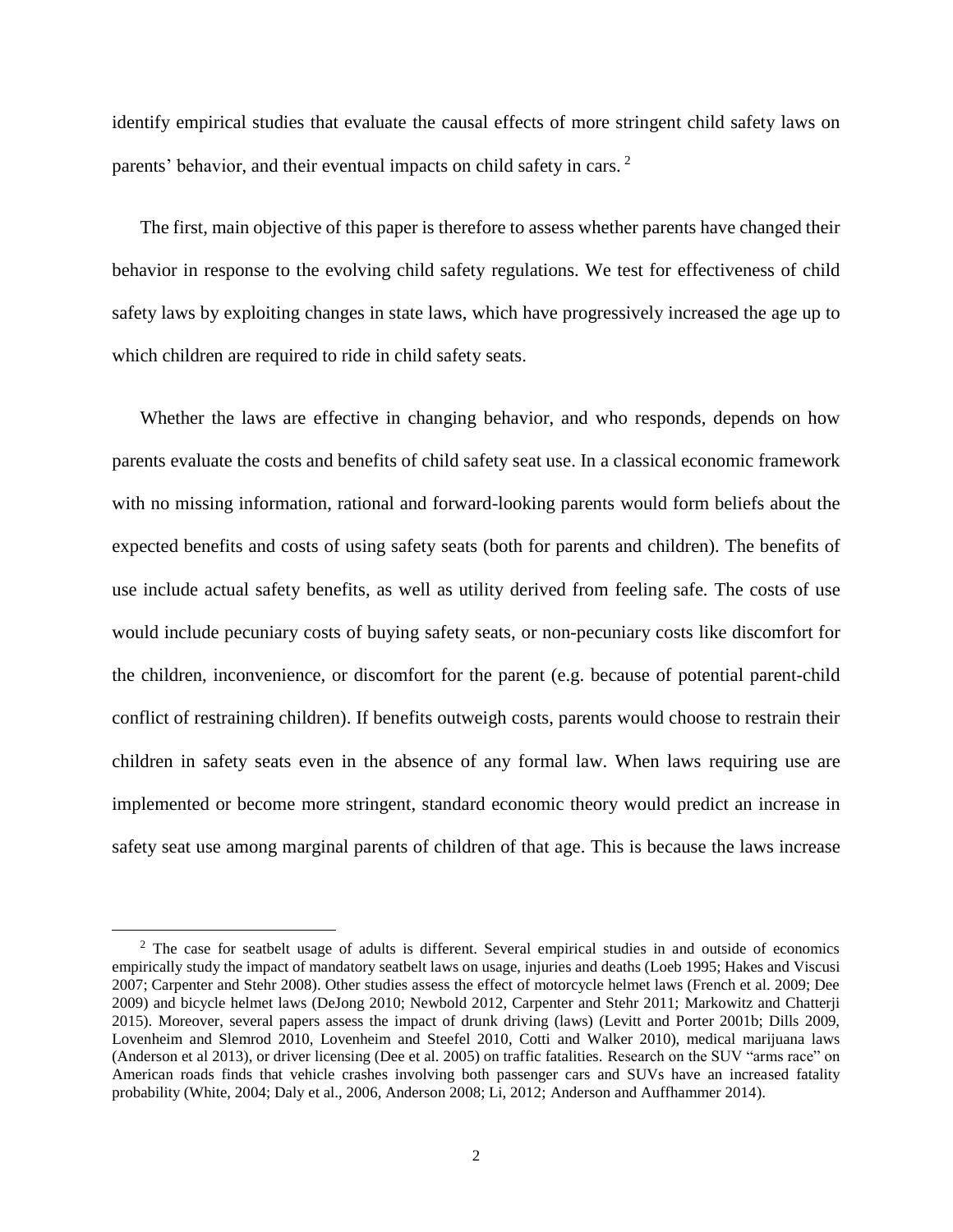identify empirical studies that evaluate the causal effects of more stringent child safety laws on parents' behavior, and their eventual impacts on child safety in cars. [2]

The first, main objective of this paper is therefore to assess whether parents have changed their behavior in response to the evolving child safety regulations. We test for effectiveness of child safety laws by exploiting changes in state laws, which have progressively increased the age up to which children are required to ride in child safety seats.

Whether the laws are effective in changing behavior, and who responds, depends on how parents evaluate the costs and benefits of child safety seat use. In a classical economic framework with no missing information, rational and forward-looking parents would form beliefs about the expected benefits and costs of using safety seats (both for parents and children). The benefits of use include actual safety benefits, as well as utility derived from feeling safe. The costs of use would include pecuniary costs of buying safety seats, or non-pecuniary costs like discomfort for the children, inconvenience, or discomfort for the parent (e.g. because of potential parent-child conflict of restraining children). If benefits outweigh costs, parents would choose to restrain their children in safety seats even in the absence of any formal law. When laws requiring use are implemented or become more stringent, standard economic theory would predict an increase in safety seat use among marginal parents of children of that age. This is because the laws increase

---

[2] The case for seatbelt usage of adults is different. Several empirical studies in and outside of economics empirically study the impact of mandatory seatbelt laws on usage, injuries and deaths (Loeb 1995; Hakes and Viscusi 2007; Carpenter and Stehr 2008). Other studies assess the effect of motorcycle helmet laws (French et al. 2009; Dee 2009) and bicycle helmet laws (DeJong 2010; Newbold 2012, Carpenter and Stehr 2011; Markowitz and Chatterji 2015). Moreover, several papers assess the impact of drunk driving (laws) (Levitt and Porter 2001b; Dills 2009, Lovenheim and Slemrod 2010, Lovenheim and Steefel 2010, Cotti and Walker 2010), medical marijuana laws (Anderson et al 2013), or driver licensing (Dee et al. 2005) on traffic fatalities. Research on the SUV "arms race" on American roads finds that vehicle crashes involving both passenger cars and SUVs have an increased fatality probability (White, 2004; Daly et al., 2006, Anderson 2008; Li, 2012; Anderson and Auffhammer 2014).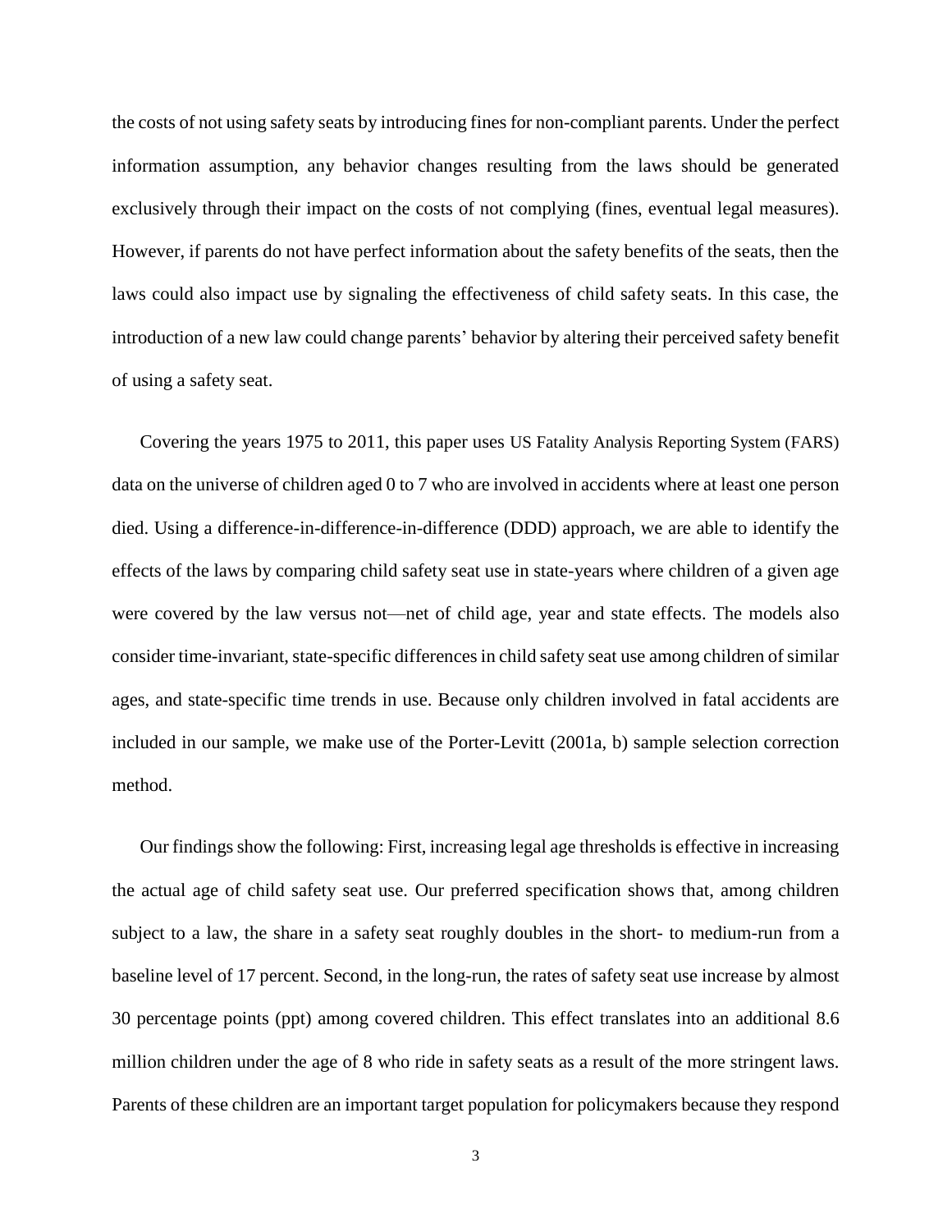the costs of not using safety seats by introducing fines for non-compliant parents. Under the perfect information assumption, any behavior changes resulting from the laws should be generated exclusively through their impact on the costs of not complying (fines, eventual legal measures). However, if parents do not have perfect information about the safety benefits of the seats, then the laws could also impact use by signaling the effectiveness of child safety seats. In this case, the introduction of a new law could change parents' behavior by altering their perceived safety benefit of using a safety seat.

Covering the years 1975 to 2011, this paper uses US Fatality Analysis Reporting System (FARS) data on the universe of children aged 0 to 7 who are involved in accidents where at least one person died. Using a difference-in-difference-in-difference (DDD) approach, we are able to identify the effects of the laws by comparing child safety seat use in state-years where children of a given age were covered by the law versus not—net of child age, year and state effects. The models also consider time-invariant, state-specific differences in child safety seat use among children of similar ages, and state-specific time trends in use. Because only children involved in fatal accidents are included in our sample, we make use of the Porter-Levitt (2001a, b) sample selection correction method.

Our findings show the following: First, increasing legal age thresholds is effective in increasing the actual age of child safety seat use. Our preferred specification shows that, among children subject to a law, the share in a safety seat roughly doubles in the short- to medium-run from a baseline level of 17 percent. Second, in the long-run, the rates of safety seat use increase by almost 30 percentage points (ppt) among covered children. This effect translates into an additional 8.6 million children under the age of 8 who ride in safety seats as a result of the more stringent laws. Parents of these children are an important target population for policymakers because they respond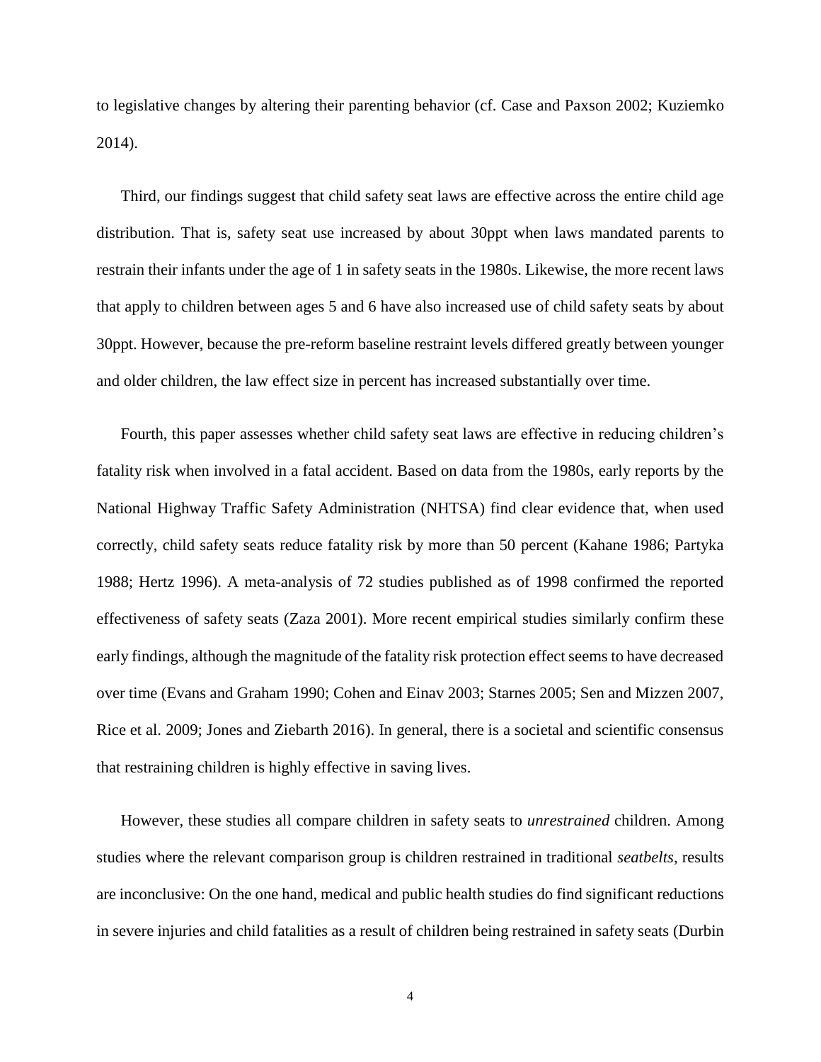to legislative changes by altering their parenting behavior (cf. Case and Paxson 2002; Kuziemko 2014).

Third, our findings suggest that child safety seat laws are effective across the entire child age distribution. That is, safety seat use increased by about 30ppt when laws mandated parents to restrain their infants under the age of 1 in safety seats in the 1980s. Likewise, the more recent laws that apply to children between ages 5 and 6 have also increased use of child safety seats by about 30ppt. However, because the pre-reform baseline restraint levels differed greatly between younger and older children, the law effect size in percent has increased substantially over time.

Fourth, this paper assesses whether child safety seat laws are effective in reducing children's fatality risk when involved in a fatal accident. Based on data from the 1980s, early reports by the National Highway Traffic Safety Administration (NHTSA) find clear evidence that, when used correctly, child safety seats reduce fatality risk by more than 50 percent (Kahane 1986; Partyka 1988; Hertz 1996). A meta-analysis of 72 studies published as of 1998 confirmed the reported effectiveness of safety seats (Zaza 2001). More recent empirical studies similarly confirm these early findings, although the magnitude of the fatality risk protection effect seems to have decreased over time (Evans and Graham 1990; Cohen and Einav 2003; Starnes 2005; Sen and Mizzen 2007, Rice et al. 2009; Jones and Ziebarth 2016). In general, there is a societal and scientific consensus that restraining children is highly effective in saving lives.

However, these studies all compare children in safety seats to *unrestrained* children. Among studies where the relevant comparison group is children restrained in traditional *seatbelts*, results are inconclusive: On the one hand, medical and public health studies do find significant reductions in severe injuries and child fatalities as a result of children being restrained in safety seats (Durbin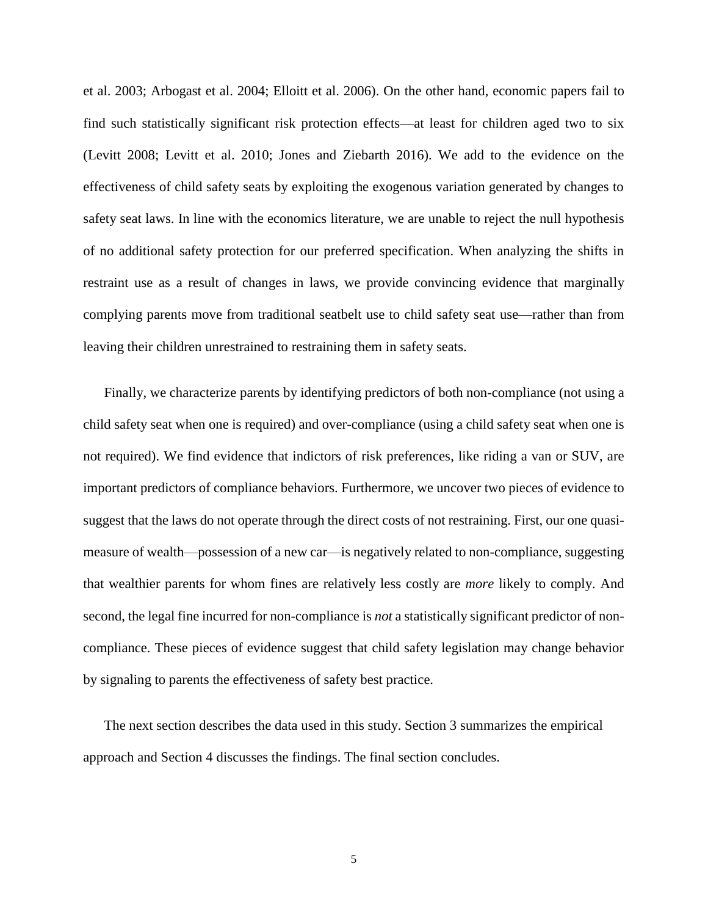et al. 2003; Arbogast et al. 2004; Elloitt et al. 2006). On the other hand, economic papers fail to find such statistically significant risk protection effects—at least for children aged two to six (Levitt 2008; Levitt et al. 2010; Jones and Ziebarth 2016). We add to the evidence on the effectiveness of child safety seats by exploiting the exogenous variation generated by changes to safety seat laws. In line with the economics literature, we are unable to reject the null hypothesis of no additional safety protection for our preferred specification. When analyzing the shifts in restraint use as a result of changes in laws, we provide convincing evidence that marginally complying parents move from traditional seatbelt use to child safety seat use—rather than from leaving their children unrestrained to restraining them in safety seats.

Finally, we characterize parents by identifying predictors of both non-compliance (not using a child safety seat when one is required) and over-compliance (using a child safety seat when one is not required). We find evidence that indictors of risk preferences, like riding a van or SUV, are important predictors of compliance behaviors. Furthermore, we uncover two pieces of evidence to suggest that the laws do not operate through the direct costs of not restraining. First, our one quasi-measure of wealth—possession of a new car—is negatively related to non-compliance, suggesting that wealthier parents for whom fines are relatively less costly are *more* likely to comply. And second, the legal fine incurred for non-compliance is *not* a statistically significant predictor of non-compliance. These pieces of evidence suggest that child safety legislation may change behavior by signaling to parents the effectiveness of safety best practice.

The next section describes the data used in this study. Section 3 summarizes the empirical approach and Section 4 discusses the findings. The final section concludes.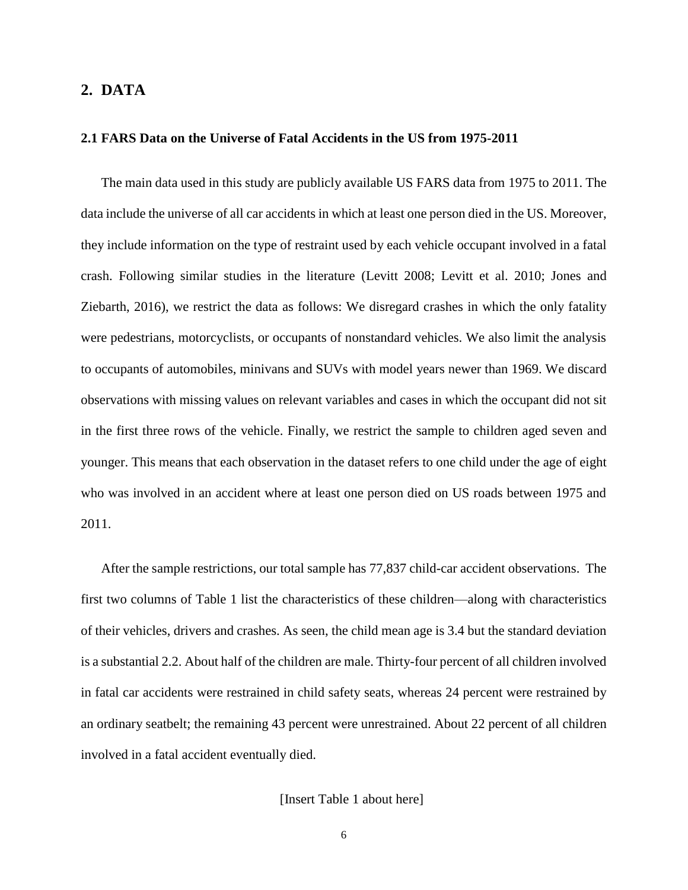## 2. DATA

### 2.1 FARS Data on the Universe of Fatal Accidents in the US from 1975-2011

The main data used in this study are publicly available US FARS data from 1975 to 2011. The data include the universe of all car accidents in which at least one person died in the US. Moreover, they include information on the type of restraint used by each vehicle occupant involved in a fatal crash. Following similar studies in the literature (Levitt 2008; Levitt et al. 2010; Jones and Ziebarth, 2016), we restrict the data as follows: We disregard crashes in which the only fatality were pedestrians, motorcyclists, or occupants of nonstandard vehicles. We also limit the analysis to occupants of automobiles, minivans and SUVs with model years newer than 1969. We discard observations with missing values on relevant variables and cases in which the occupant did not sit in the first three rows of the vehicle. Finally, we restrict the sample to children aged seven and younger. This means that each observation in the dataset refers to one child under the age of eight who was involved in an accident where at least one person died on US roads between 1975 and 2011.

After the sample restrictions, our total sample has 77,837 child-car accident observations. The first two columns of Table 1 list the characteristics of these children—along with characteristics of their vehicles, drivers and crashes. As seen, the child mean age is 3.4 but the standard deviation is a substantial 2.2. About half of the children are male. Thirty-four percent of all children involved in fatal car accidents were restrained in child safety seats, whereas 24 percent were restrained by an ordinary seatbelt; the remaining 43 percent were unrestrained. About 22 percent of all children involved in a fatal accident eventually died.

[Insert Table 1 about here]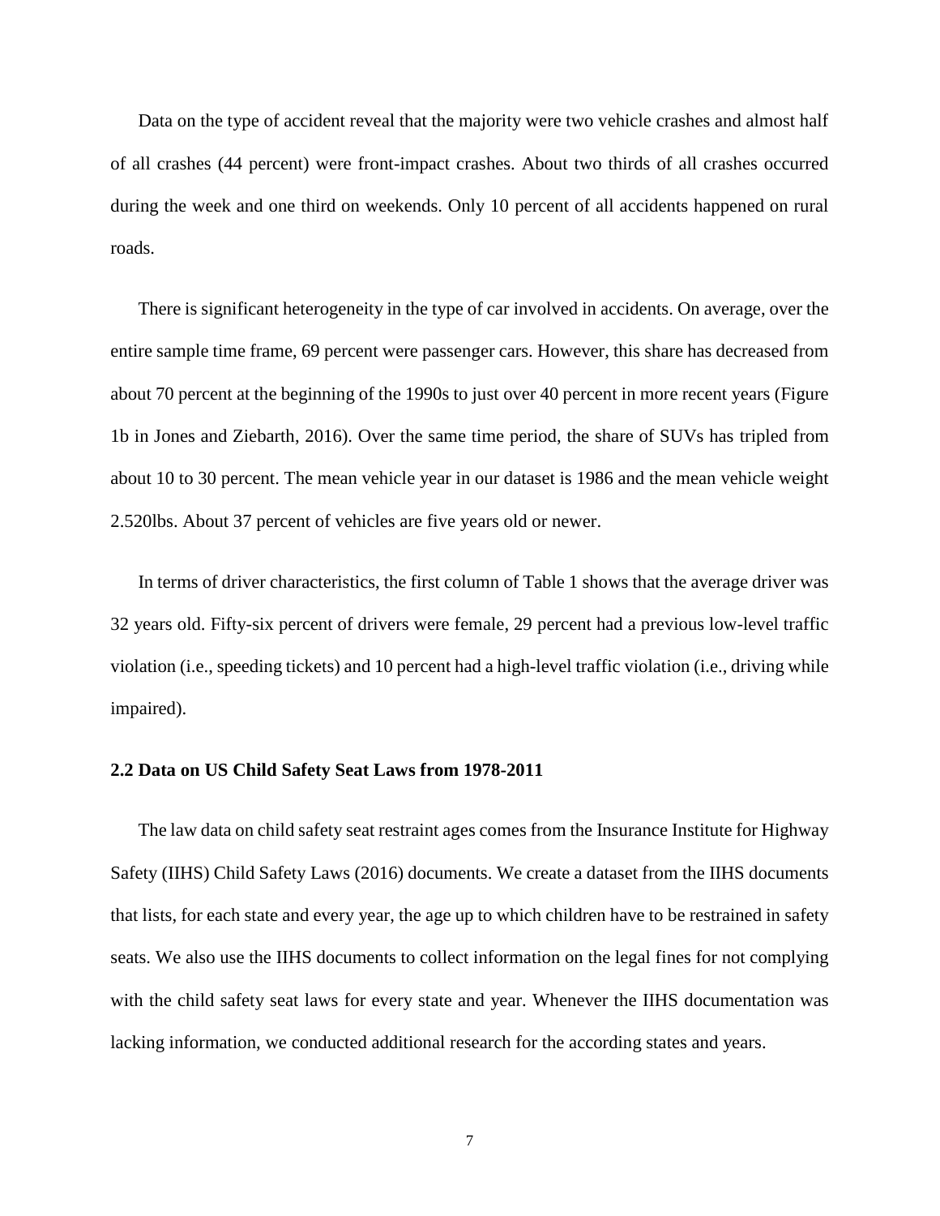Data on the type of accident reveal that the majority were two vehicle crashes and almost half of all crashes (44 percent) were front-impact crashes. About two thirds of all crashes occurred during the week and one third on weekends. Only 10 percent of all accidents happened on rural roads.

There is significant heterogeneity in the type of car involved in accidents. On average, over the entire sample time frame, 69 percent were passenger cars. However, this share has decreased from about 70 percent at the beginning of the 1990s to just over 40 percent in more recent years (Figure 1b in Jones and Ziebarth, 2016). Over the same time period, the share of SUVs has tripled from about 10 to 30 percent. The mean vehicle year in our dataset is 1986 and the mean vehicle weight 2.520lbs. About 37 percent of vehicles are five years old or newer.

In terms of driver characteristics, the first column of Table 1 shows that the average driver was 32 years old. Fifty-six percent of drivers were female, 29 percent had a previous low-level traffic violation (i.e., speeding tickets) and 10 percent had a high-level traffic violation (i.e., driving while impaired).

### 2.2 Data on US Child Safety Seat Laws from 1978-2011

The law data on child safety seat restraint ages comes from the Insurance Institute for Highway Safety (IIHS) Child Safety Laws (2016) documents. We create a dataset from the IIHS documents that lists, for each state and every year, the age up to which children have to be restrained in safety seats. We also use the IIHS documents to collect information on the legal fines for not complying with the child safety seat laws for every state and year. Whenever the IIHS documentation was lacking information, we conducted additional research for the according states and years.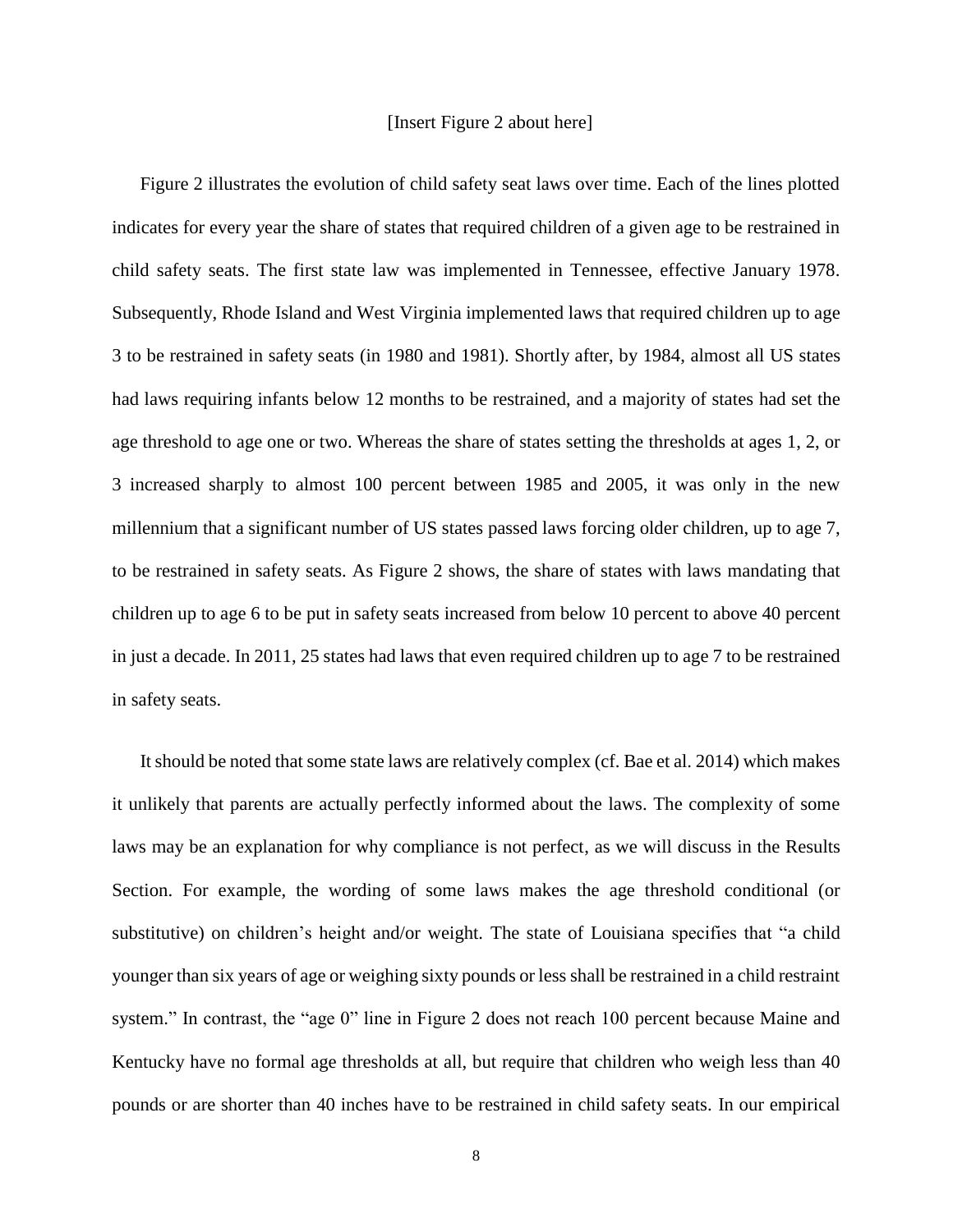[Insert Figure 2 about here]

Figure 2 illustrates the evolution of child safety seat laws over time. Each of the lines plotted indicates for every year the share of states that required children of a given age to be restrained in child safety seats. The first state law was implemented in Tennessee, effective January 1978. Subsequently, Rhode Island and West Virginia implemented laws that required children up to age 3 to be restrained in safety seats (in 1980 and 1981). Shortly after, by 1984, almost all US states had laws requiring infants below 12 months to be restrained, and a majority of states had set the age threshold to age one or two. Whereas the share of states setting the thresholds at ages 1, 2, or 3 increased sharply to almost 100 percent between 1985 and 2005, it was only in the new millennium that a significant number of US states passed laws forcing older children, up to age 7, to be restrained in safety seats. As Figure 2 shows, the share of states with laws mandating that children up to age 6 to be put in safety seats increased from below 10 percent to above 40 percent in just a decade. In 2011, 25 states had laws that even required children up to age 7 to be restrained in safety seats.

It should be noted that some state laws are relatively complex (cf. Bae et al. 2014) which makes it unlikely that parents are actually perfectly informed about the laws. The complexity of some laws may be an explanation for why compliance is not perfect, as we will discuss in the Results Section. For example, the wording of some laws makes the age threshold conditional (or substitutive) on children's height and/or weight. The state of Louisiana specifies that "a child younger than six years of age or weighing sixty pounds or less shall be restrained in a child restraint system." In contrast, the "age 0" line in Figure 2 does not reach 100 percent because Maine and Kentucky have no formal age thresholds at all, but require that children who weigh less than 40 pounds or are shorter than 40 inches have to be restrained in child safety seats. In our empirical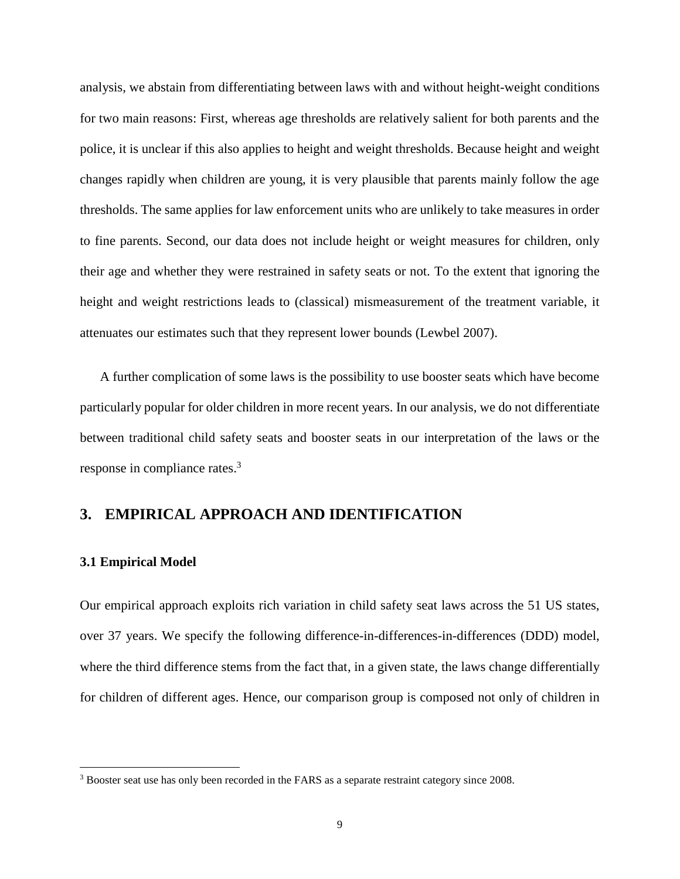analysis, we abstain from differentiating between laws with and without height-weight conditions for two main reasons: First, whereas age thresholds are relatively salient for both parents and the police, it is unclear if this also applies to height and weight thresholds. Because height and weight changes rapidly when children are young, it is very plausible that parents mainly follow the age thresholds. The same applies for law enforcement units who are unlikely to take measures in order to fine parents. Second, our data does not include height or weight measures for children, only their age and whether they were restrained in safety seats or not. To the extent that ignoring the height and weight restrictions leads to (classical) mismeasurement of the treatment variable, it attenuates our estimates such that they represent lower bounds (Lewbel 2007).

A further complication of some laws is the possibility to use booster seats which have become particularly popular for older children in more recent years. In our analysis, we do not differentiate between traditional child safety seats and booster seats in our interpretation of the laws or the response in compliance rates.[3]

## 3. EMPIRICAL APPROACH AND IDENTIFICATION

### 3.1 Empirical Model

Our empirical approach exploits rich variation in child safety seat laws across the 51 US states, over 37 years. We specify the following difference-in-differences-in-differences (DDD) model, where the third difference stems from the fact that, in a given state, the laws change differentially for children of different ages. Hence, our comparison group is composed not only of children in

[3] Booster seat use has only been recorded in the FARS as a separate restraint category since 2008.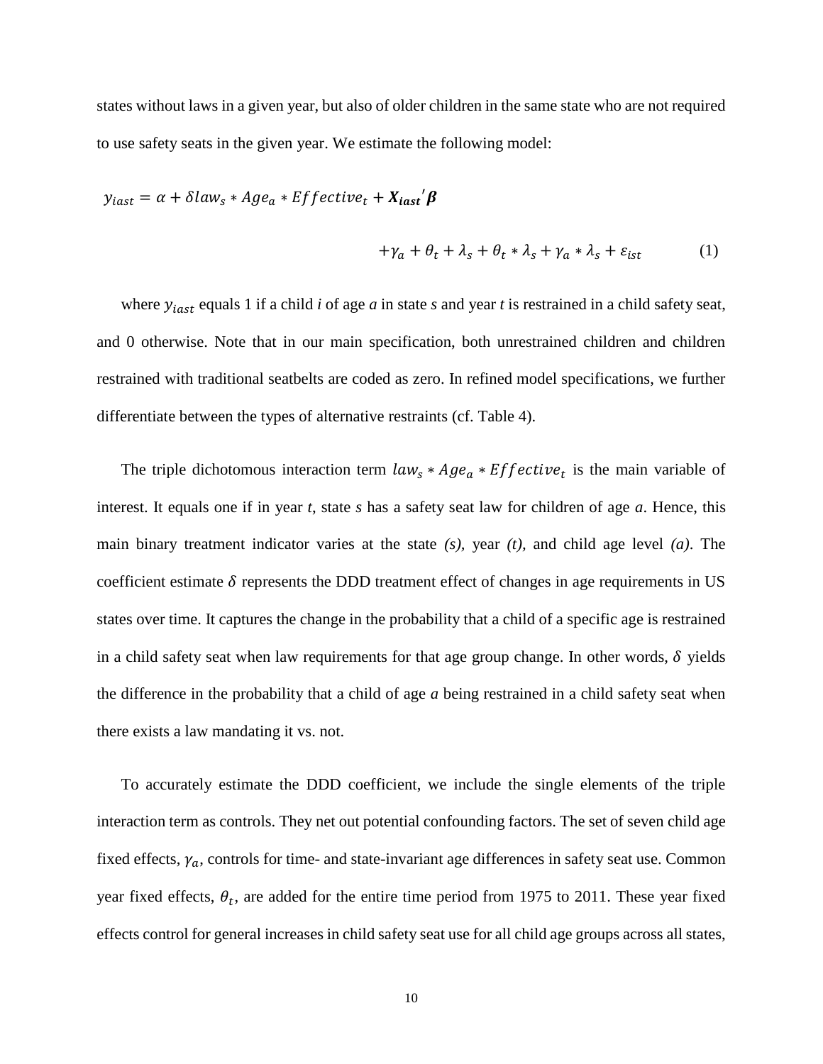states without laws in a given year, but also of older children in the same state who are not required to use safety seats in the given year. We estimate the following model:

$$y_{iast} = \alpha + \delta law_s * Age_a * Effective_t + \boldsymbol{X_{iast}}'\boldsymbol{\beta}$$

$$+\gamma_a + \theta_t + \lambda_s + \theta_t * \lambda_s + \gamma_a * \lambda_s + \varepsilon_{ist} \qquad (1)$$

where $y_{iast}$ equals 1 if a child *i* of age *a* in state *s* and year *t* is restrained in a child safety seat, and 0 otherwise. Note that in our main specification, both unrestrained children and children restrained with traditional seatbelts are coded as zero. In refined model specifications, we further differentiate between the types of alternative restraints (cf. Table 4).

The triple dichotomous interaction term $law_s * Age_a * Effective_t$ is the main variable of interest. It equals one if in year *t*, state *s* has a safety seat law for children of age *a*. Hence, this main binary treatment indicator varies at the state *(s)*, year *(t)*, and child age level *(a)*. The coefficient estimate $\delta$ represents the DDD treatment effect of changes in age requirements in US states over time. It captures the change in the probability that a child of a specific age is restrained in a child safety seat when law requirements for that age group change. In other words, $\delta$ yields the difference in the probability that a child of age *a* being restrained in a child safety seat when there exists a law mandating it vs. not.

To accurately estimate the DDD coefficient, we include the single elements of the triple interaction term as controls. They net out potential confounding factors. The set of seven child age fixed effects, $\gamma_a$, controls for time- and state-invariant age differences in safety seat use. Common year fixed effects, $\theta_t$, are added for the entire time period from 1975 to 2011. These year fixed effects control for general increases in child safety seat use for all child age groups across all states,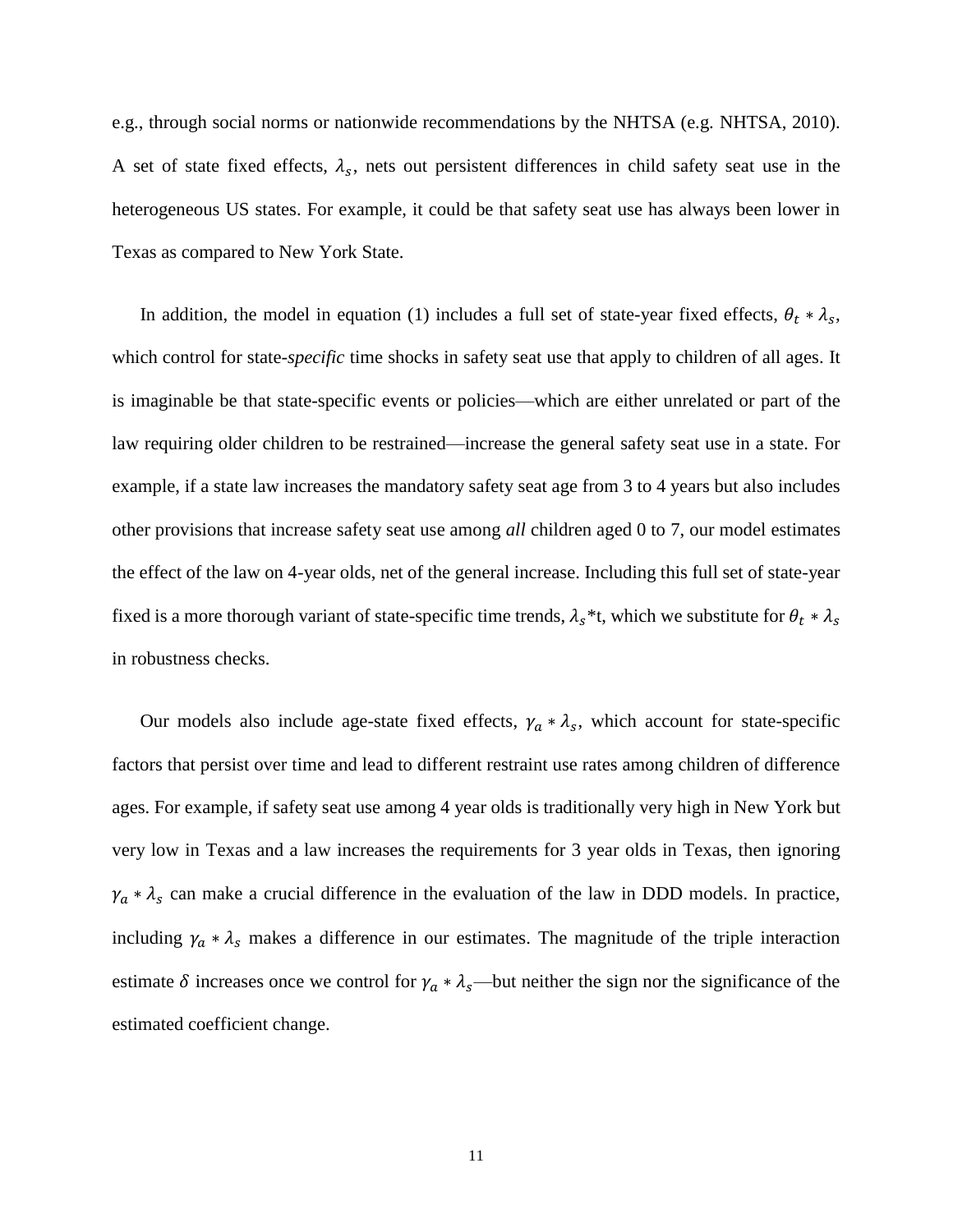e.g., through social norms or nationwide recommendations by the NHTSA (e.g. NHTSA, 2010). A set of state fixed effects, $\lambda_s$, nets out persistent differences in child safety seat use in the heterogeneous US states. For example, it could be that safety seat use has always been lower in Texas as compared to New York State.

In addition, the model in equation (1) includes a full set of state-year fixed effects, $\theta_t * \lambda_s$, which control for state-*specific* time shocks in safety seat use that apply to children of all ages. It is imaginable be that state-specific events or policies—which are either unrelated or part of the law requiring older children to be restrained—increase the general safety seat use in a state. For example, if a state law increases the mandatory safety seat age from 3 to 4 years but also includes other provisions that increase safety seat use among *all* children aged 0 to 7, our model estimates the effect of the law on 4-year olds, net of the general increase. Including this full set of state-year fixed is a more thorough variant of state-specific time trends, $\lambda_s$*t, which we substitute for $\theta_t * \lambda_s$ in robustness checks.

Our models also include age-state fixed effects, $\gamma_a * \lambda_s$, which account for state-specific factors that persist over time and lead to different restraint use rates among children of difference ages. For example, if safety seat use among 4 year olds is traditionally very high in New York but very low in Texas and a law increases the requirements for 3 year olds in Texas, then ignoring $\gamma_a * \lambda_s$ can make a crucial difference in the evaluation of the law in DDD models. In practice, including $\gamma_a * \lambda_s$ makes a difference in our estimates. The magnitude of the triple interaction estimate $\delta$ increases once we control for $\gamma_a * \lambda_s$—but neither the sign nor the significance of the estimated coefficient change.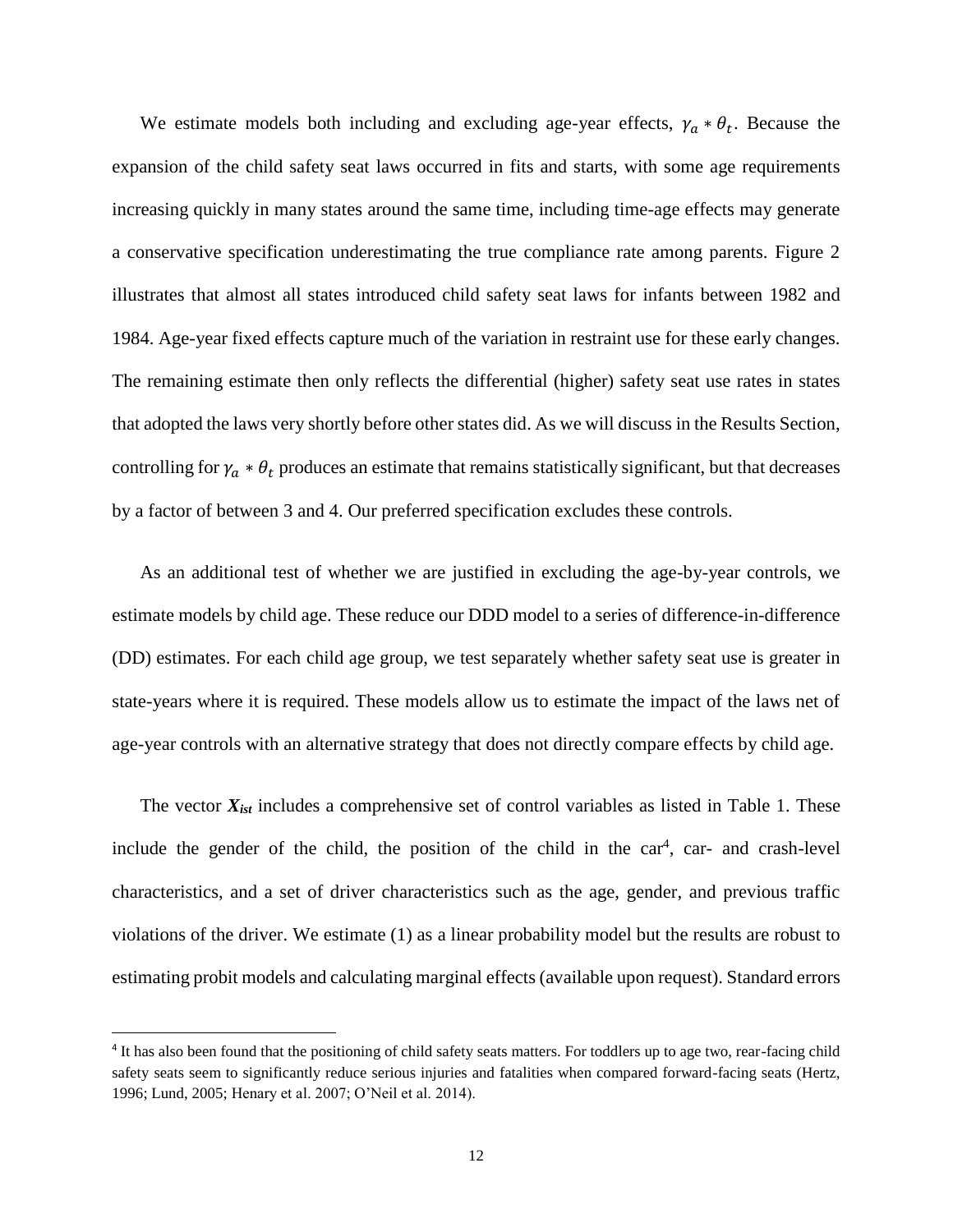We estimate models both including and excluding age-year effects, $\gamma_a * \theta_t$. Because the expansion of the child safety seat laws occurred in fits and starts, with some age requirements increasing quickly in many states around the same time, including time-age effects may generate a conservative specification underestimating the true compliance rate among parents. Figure 2 illustrates that almost all states introduced child safety seat laws for infants between 1982 and 1984. Age-year fixed effects capture much of the variation in restraint use for these early changes. The remaining estimate then only reflects the differential (higher) safety seat use rates in states that adopted the laws very shortly before other states did. As we will discuss in the Results Section, controlling for $\gamma_a * \theta_t$ produces an estimate that remains statistically significant, but that decreases by a factor of between 3 and 4. Our preferred specification excludes these controls.

As an additional test of whether we are justified in excluding the age-by-year controls, we estimate models by child age. These reduce our DDD model to a series of difference-in-difference (DD) estimates. For each child age group, we test separately whether safety seat use is greater in state-years where it is required. These models allow us to estimate the impact of the laws net of age-year controls with an alternative strategy that does not directly compare effects by child age.

The vector $\boldsymbol{X_{ist}}$ includes a comprehensive set of control variables as listed in Table 1. These include the gender of the child, the position of the child in the car[4], car- and crash-level characteristics, and a set of driver characteristics such as the age, gender, and previous traffic violations of the driver. We estimate (1) as a linear probability model but the results are robust to estimating probit models and calculating marginal effects (available upon request). Standard errors

[4] It has also been found that the positioning of child safety seats matters. For toddlers up to age two, rear-facing child safety seats seem to significantly reduce serious injuries and fatalities when compared forward-facing seats (Hertz, 1996; Lund, 2005; Henary et al. 2007; O'Neil et al. 2014).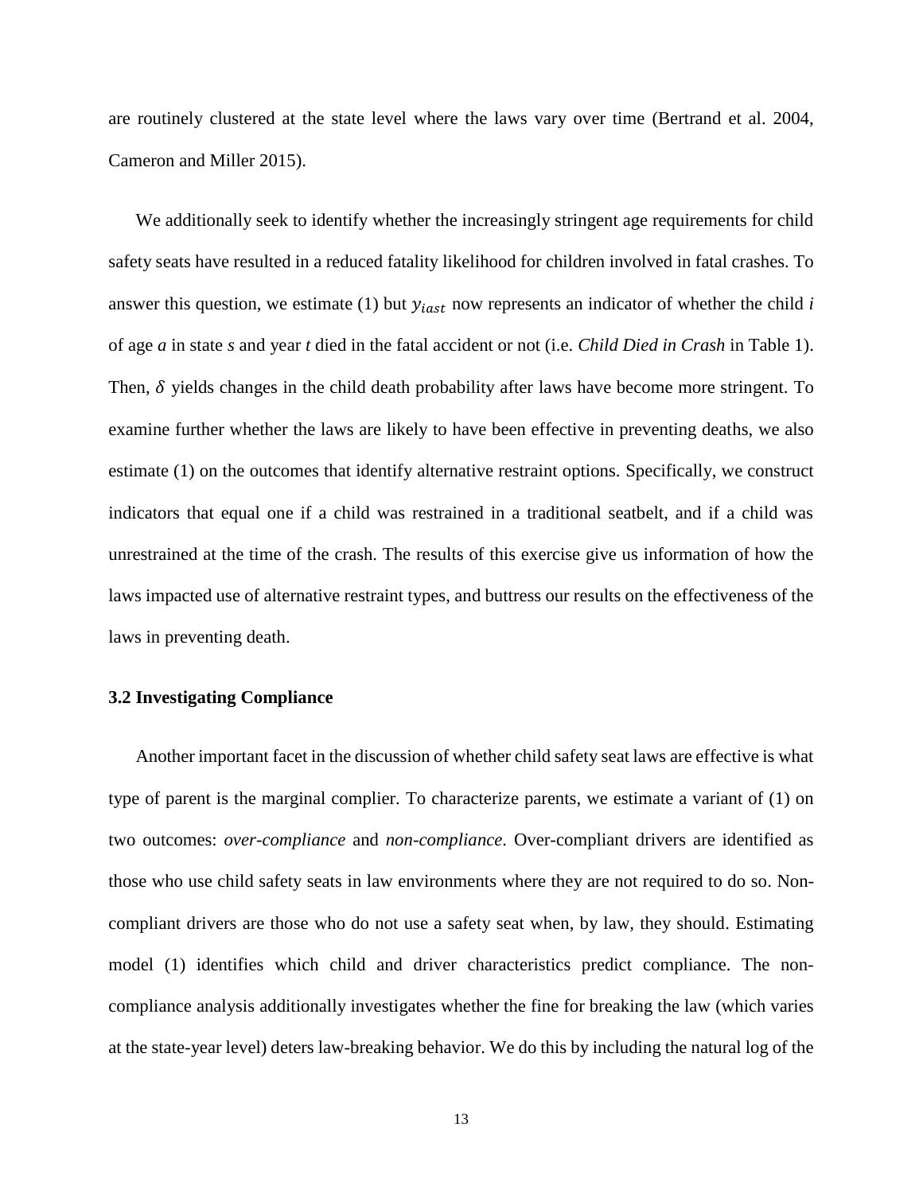are routinely clustered at the state level where the laws vary over time (Bertrand et al. 2004, Cameron and Miller 2015).

We additionally seek to identify whether the increasingly stringent age requirements for child safety seats have resulted in a reduced fatality likelihood for children involved in fatal crashes. To answer this question, we estimate (1) but $y_{iast}$ now represents an indicator of whether the child *i* of age *a* in state *s* and year *t* died in the fatal accident or not (i.e. *Child Died in Crash* in Table 1). Then, $\delta$ yields changes in the child death probability after laws have become more stringent. To examine further whether the laws are likely to have been effective in preventing deaths, we also estimate (1) on the outcomes that identify alternative restraint options. Specifically, we construct indicators that equal one if a child was restrained in a traditional seatbelt, and if a child was unrestrained at the time of the crash. The results of this exercise give us information of how the laws impacted use of alternative restraint types, and buttress our results on the effectiveness of the laws in preventing death.

### 3.2 Investigating Compliance

Another important facet in the discussion of whether child safety seat laws are effective is what type of parent is the marginal complier. To characterize parents, we estimate a variant of (1) on two outcomes: *over-compliance* and *non-compliance*. Over-compliant drivers are identified as those who use child safety seats in law environments where they are not required to do so. Non-compliant drivers are those who do not use a safety seat when, by law, they should. Estimating model (1) identifies which child and driver characteristics predict compliance. The non-compliance analysis additionally investigates whether the fine for breaking the law (which varies at the state-year level) deters law-breaking behavior. We do this by including the natural log of the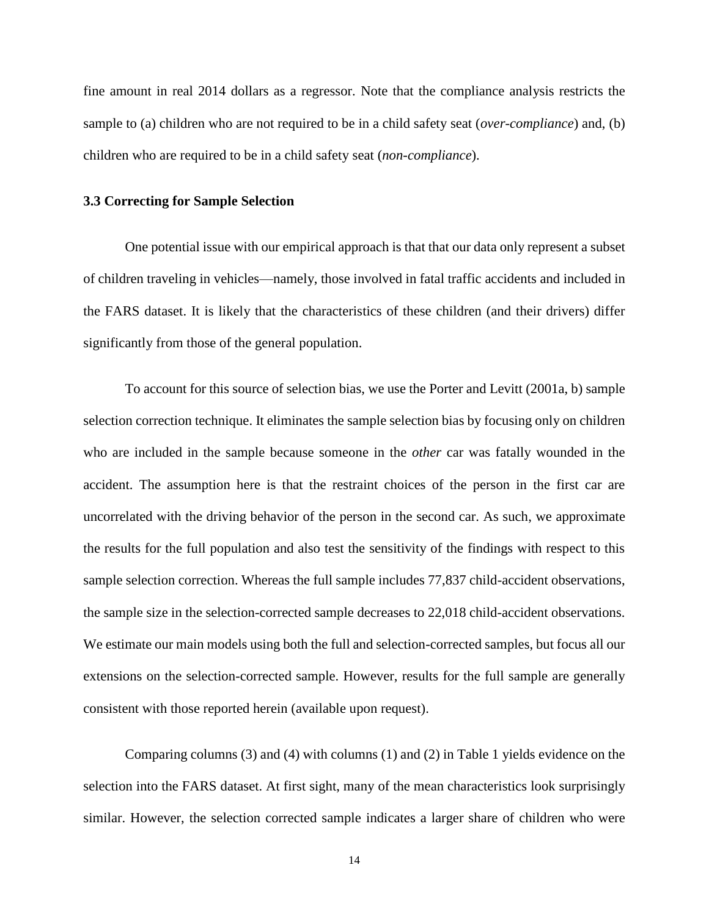fine amount in real 2014 dollars as a regressor. Note that the compliance analysis restricts the sample to (a) children who are not required to be in a child safety seat (*over-compliance*) and, (b) children who are required to be in a child safety seat (*non-compliance*).

### 3.3 Correcting for Sample Selection

One potential issue with our empirical approach is that that our data only represent a subset of children traveling in vehicles—namely, those involved in fatal traffic accidents and included in the FARS dataset. It is likely that the characteristics of these children (and their drivers) differ significantly from those of the general population.

To account for this source of selection bias, we use the Porter and Levitt (2001a, b) sample selection correction technique. It eliminates the sample selection bias by focusing only on children who are included in the sample because someone in the *other* car was fatally wounded in the accident. The assumption here is that the restraint choices of the person in the first car are uncorrelated with the driving behavior of the person in the second car. As such, we approximate the results for the full population and also test the sensitivity of the findings with respect to this sample selection correction. Whereas the full sample includes 77,837 child-accident observations, the sample size in the selection-corrected sample decreases to 22,018 child-accident observations. We estimate our main models using both the full and selection-corrected samples, but focus all our extensions on the selection-corrected sample. However, results for the full sample are generally consistent with those reported herein (available upon request).

Comparing columns (3) and (4) with columns (1) and (2) in Table 1 yields evidence on the selection into the FARS dataset. At first sight, many of the mean characteristics look surprisingly similar. However, the selection corrected sample indicates a larger share of children who were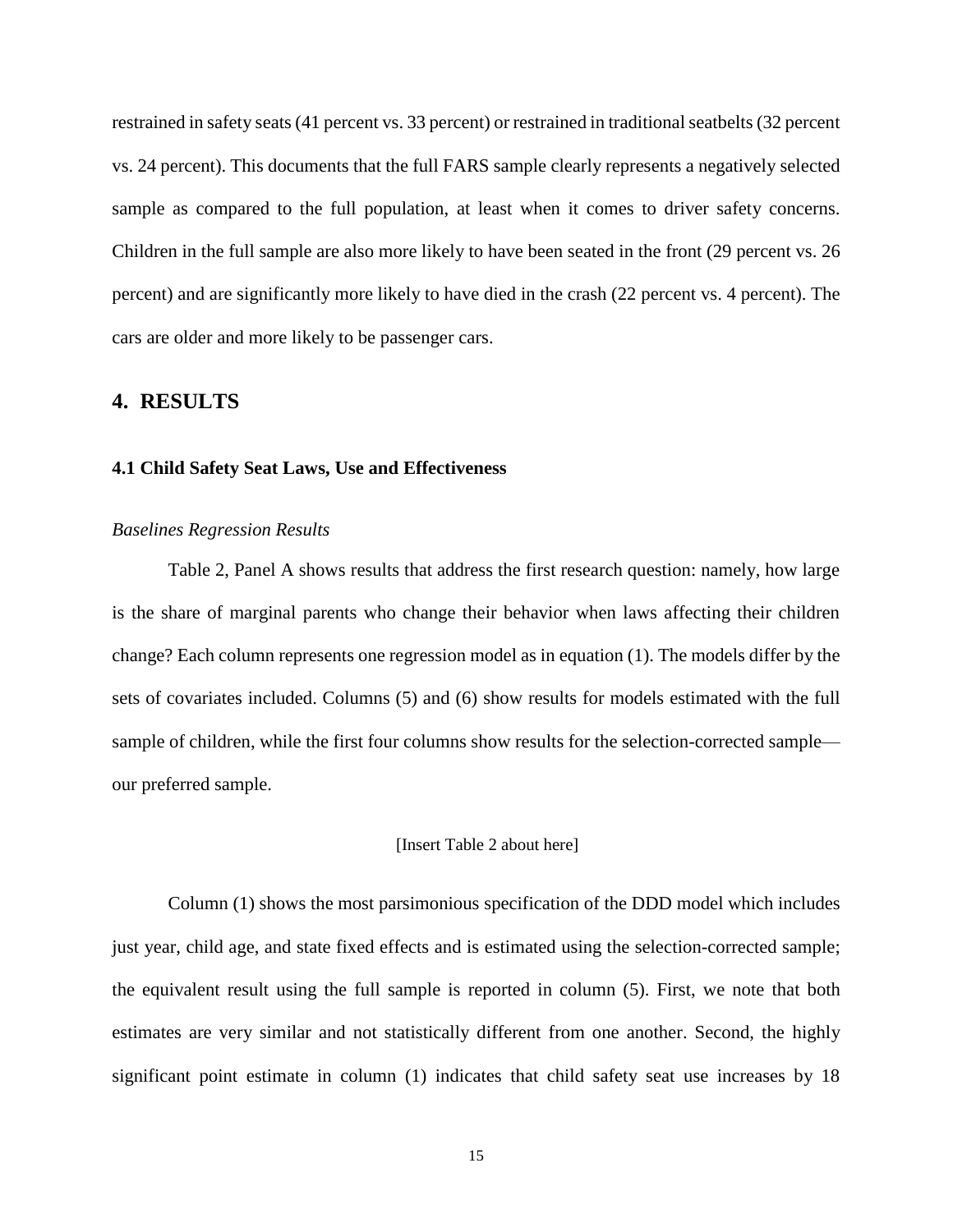restrained in safety seats (41 percent vs. 33 percent) or restrained in traditional seatbelts (32 percent vs. 24 percent). This documents that the full FARS sample clearly represents a negatively selected sample as compared to the full population, at least when it comes to driver safety concerns. Children in the full sample are also more likely to have been seated in the front (29 percent vs. 26 percent) and are significantly more likely to have died in the crash (22 percent vs. 4 percent). The cars are older and more likely to be passenger cars.

## 4. RESULTS

### 4.1 Child Safety Seat Laws, Use and Effectiveness

*Baselines Regression Results*

Table 2, Panel A shows results that address the first research question: namely, how large is the share of marginal parents who change their behavior when laws affecting their children change? Each column represents one regression model as in equation (1). The models differ by the sets of covariates included. Columns (5) and (6) show results for models estimated with the full sample of children, while the first four columns show results for the selection-corrected sample—our preferred sample.

[Insert Table 2 about here]

Column (1) shows the most parsimonious specification of the DDD model which includes just year, child age, and state fixed effects and is estimated using the selection-corrected sample; the equivalent result using the full sample is reported in column (5). First, we note that both estimates are very similar and not statistically different from one another. Second, the highly significant point estimate in column (1) indicates that child safety seat use increases by 18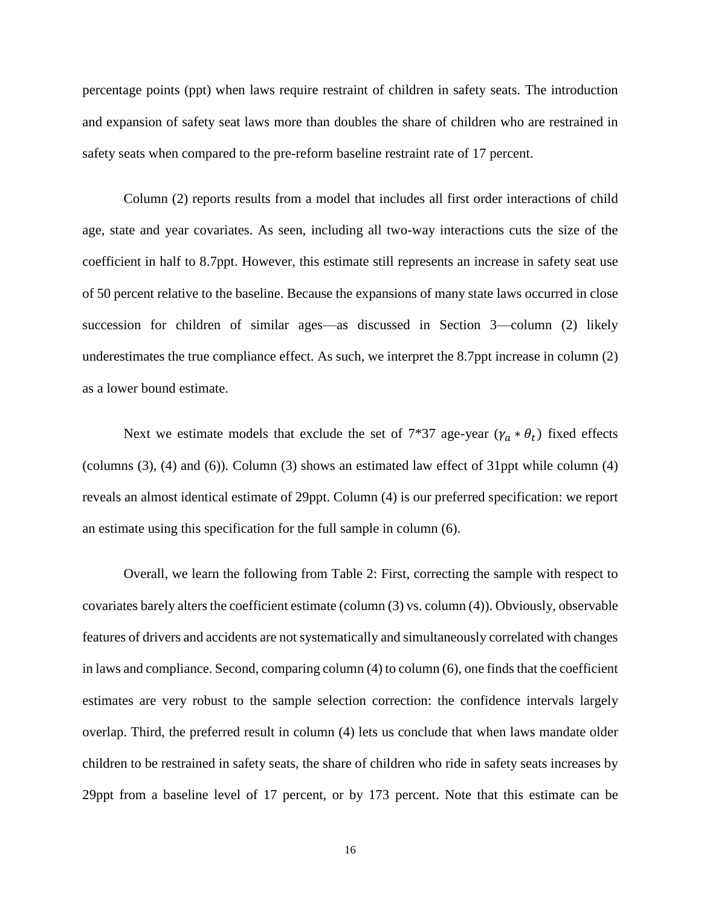percentage points (ppt) when laws require restraint of children in safety seats. The introduction and expansion of safety seat laws more than doubles the share of children who are restrained in safety seats when compared to the pre-reform baseline restraint rate of 17 percent.

Column (2) reports results from a model that includes all first order interactions of child age, state and year covariates. As seen, including all two-way interactions cuts the size of the coefficient in half to 8.7ppt. However, this estimate still represents an increase in safety seat use of 50 percent relative to the baseline. Because the expansions of many state laws occurred in close succession for children of similar ages—as discussed in Section 3—column (2) likely underestimates the true compliance effect. As such, we interpret the 8.7ppt increase in column (2) as a lower bound estimate.

Next we estimate models that exclude the set of 7*37 age-year ($\gamma_a * \theta_t$) fixed effects (columns (3), (4) and (6)). Column (3) shows an estimated law effect of 31ppt while column (4) reveals an almost identical estimate of 29ppt. Column (4) is our preferred specification: we report an estimate using this specification for the full sample in column (6).

Overall, we learn the following from Table 2: First, correcting the sample with respect to covariates barely alters the coefficient estimate (column (3) vs. column (4)). Obviously, observable features of drivers and accidents are not systematically and simultaneously correlated with changes in laws and compliance. Second, comparing column (4) to column (6), one finds that the coefficient estimates are very robust to the sample selection correction: the confidence intervals largely overlap. Third, the preferred result in column (4) lets us conclude that when laws mandate older children to be restrained in safety seats, the share of children who ride in safety seats increases by 29ppt from a baseline level of 17 percent, or by 173 percent. Note that this estimate can be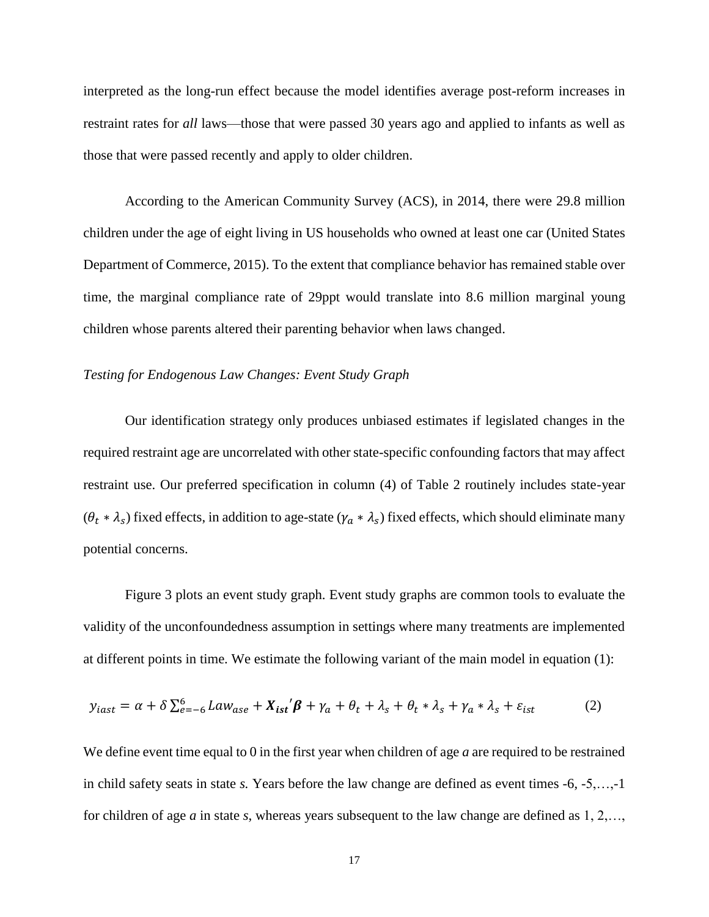interpreted as the long-run effect because the model identifies average post-reform increases in restraint rates for *all* laws—those that were passed 30 years ago and applied to infants as well as those that were passed recently and apply to older children.

According to the American Community Survey (ACS), in 2014, there were 29.8 million children under the age of eight living in US households who owned at least one car (United States Department of Commerce, 2015). To the extent that compliance behavior has remained stable over time, the marginal compliance rate of 29ppt would translate into 8.6 million marginal young children whose parents altered their parenting behavior when laws changed.

*Testing for Endogenous Law Changes: Event Study Graph*

Our identification strategy only produces unbiased estimates if legislated changes in the required restraint age are uncorrelated with other state-specific confounding factors that may affect restraint use. Our preferred specification in column (4) of Table 2 routinely includes state-year ($\theta_t * \lambda_s$) fixed effects, in addition to age-state ($\gamma_a * \lambda_s$) fixed effects, which should eliminate many potential concerns.

Figure 3 plots an event study graph. Event study graphs are common tools to evaluate the validity of the unconfoundedness assumption in settings where many treatments are implemented at different points in time. We estimate the following variant of the main model in equation (1):

$$y_{iast} = \alpha + \delta \sum_{e=-6}^{6} Law_{ase} + \boldsymbol{X_{ist}}'\boldsymbol{\beta} + \gamma_a + \theta_t + \lambda_s + \theta_t * \lambda_s + \gamma_a * \lambda_s + \varepsilon_{ist} \qquad (2)$$

We define event time equal to 0 in the first year when children of age *a* are required to be restrained in child safety seats in state *s.* Years before the law change are defined as event times -6, -5,…,-1 for children of age *a* in state *s*, whereas years subsequent to the law change are defined as 1, 2,…,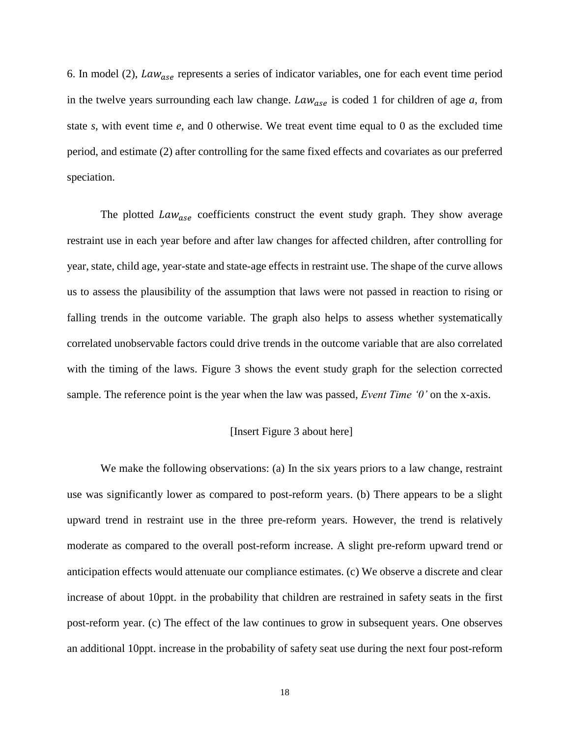6. In model (2), $Law_{ase}$ represents a series of indicator variables, one for each event time period in the twelve years surrounding each law change. $Law_{ase}$ is coded 1 for children of age *a*, from state *s*, with event time *e*, and 0 otherwise. We treat event time equal to 0 as the excluded time period, and estimate (2) after controlling for the same fixed effects and covariates as our preferred speciation.

The plotted $Law_{ase}$ coefficients construct the event study graph. They show average restraint use in each year before and after law changes for affected children, after controlling for year, state, child age, year-state and state-age effects in restraint use. The shape of the curve allows us to assess the plausibility of the assumption that laws were not passed in reaction to rising or falling trends in the outcome variable. The graph also helps to assess whether systematically correlated unobservable factors could drive trends in the outcome variable that are also correlated with the timing of the laws. Figure 3 shows the event study graph for the selection corrected sample. The reference point is the year when the law was passed, *Event Time '0'* on the x-axis.

[Insert Figure 3 about here]

We make the following observations: (a) In the six years priors to a law change, restraint use was significantly lower as compared to post-reform years. (b) There appears to be a slight upward trend in restraint use in the three pre-reform years. However, the trend is relatively moderate as compared to the overall post-reform increase. A slight pre-reform upward trend or anticipation effects would attenuate our compliance estimates. (c) We observe a discrete and clear increase of about 10ppt. in the probability that children are restrained in safety seats in the first post-reform year. (c) The effect of the law continues to grow in subsequent years. One observes an additional 10ppt. increase in the probability of safety seat use during the next four post-reform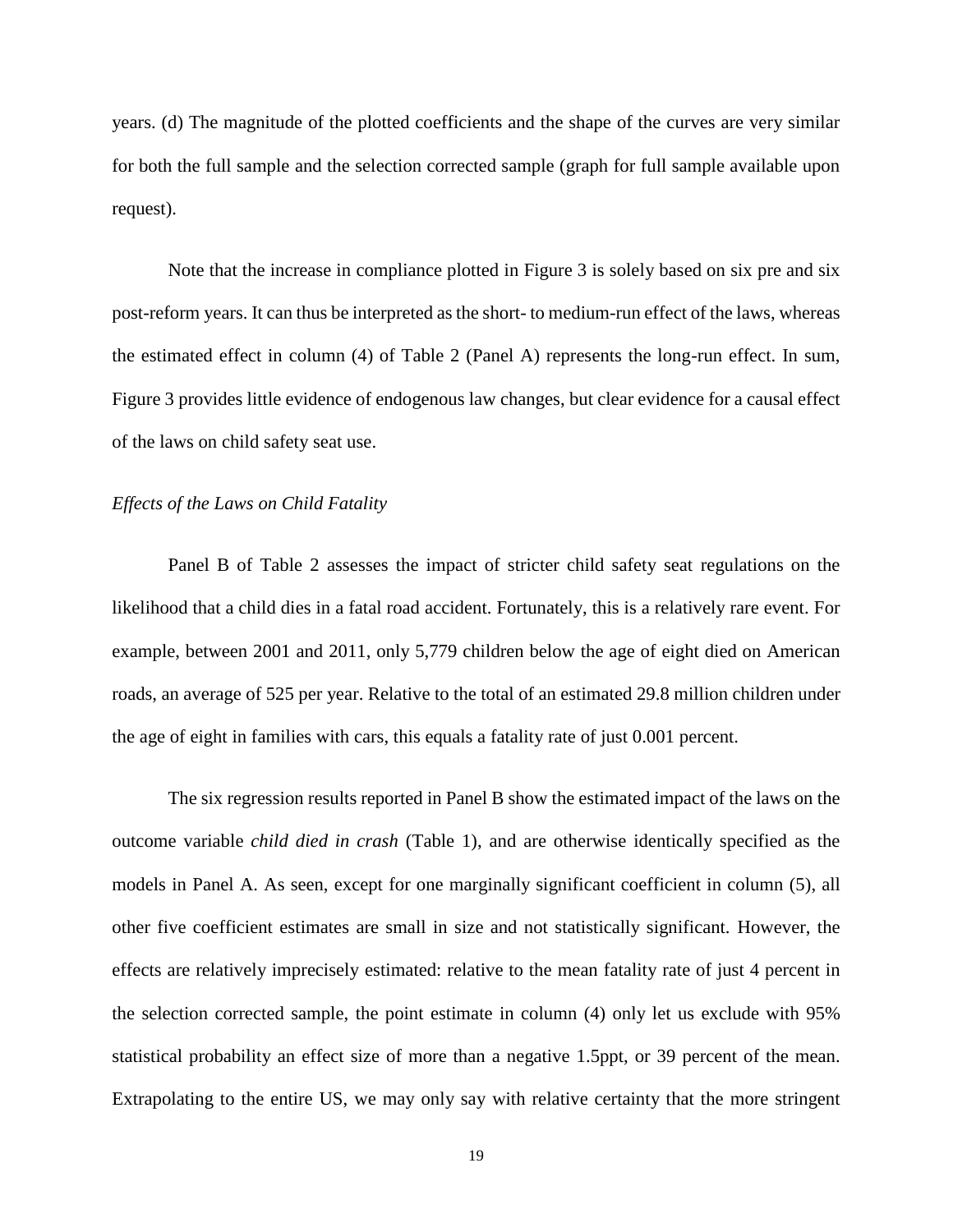years. (d) The magnitude of the plotted coefficients and the shape of the curves are very similar for both the full sample and the selection corrected sample (graph for full sample available upon request).

Note that the increase in compliance plotted in Figure 3 is solely based on six pre and six post-reform years. It can thus be interpreted as the short- to medium-run effect of the laws, whereas the estimated effect in column (4) of Table 2 (Panel A) represents the long-run effect. In sum, Figure 3 provides little evidence of endogenous law changes, but clear evidence for a causal effect of the laws on child safety seat use.

*Effects of the Laws on Child Fatality*

Panel B of Table 2 assesses the impact of stricter child safety seat regulations on the likelihood that a child dies in a fatal road accident. Fortunately, this is a relatively rare event. For example, between 2001 and 2011, only 5,779 children below the age of eight died on American roads, an average of 525 per year. Relative to the total of an estimated 29.8 million children under the age of eight in families with cars, this equals a fatality rate of just 0.001 percent.

The six regression results reported in Panel B show the estimated impact of the laws on the outcome variable *child died in crash* (Table 1), and are otherwise identically specified as the models in Panel A. As seen, except for one marginally significant coefficient in column (5), all other five coefficient estimates are small in size and not statistically significant. However, the effects are relatively imprecisely estimated: relative to the mean fatality rate of just 4 percent in the selection corrected sample, the point estimate in column (4) only let us exclude with 95% statistical probability an effect size of more than a negative 1.5ppt, or 39 percent of the mean. Extrapolating to the entire US, we may only say with relative certainty that the more stringent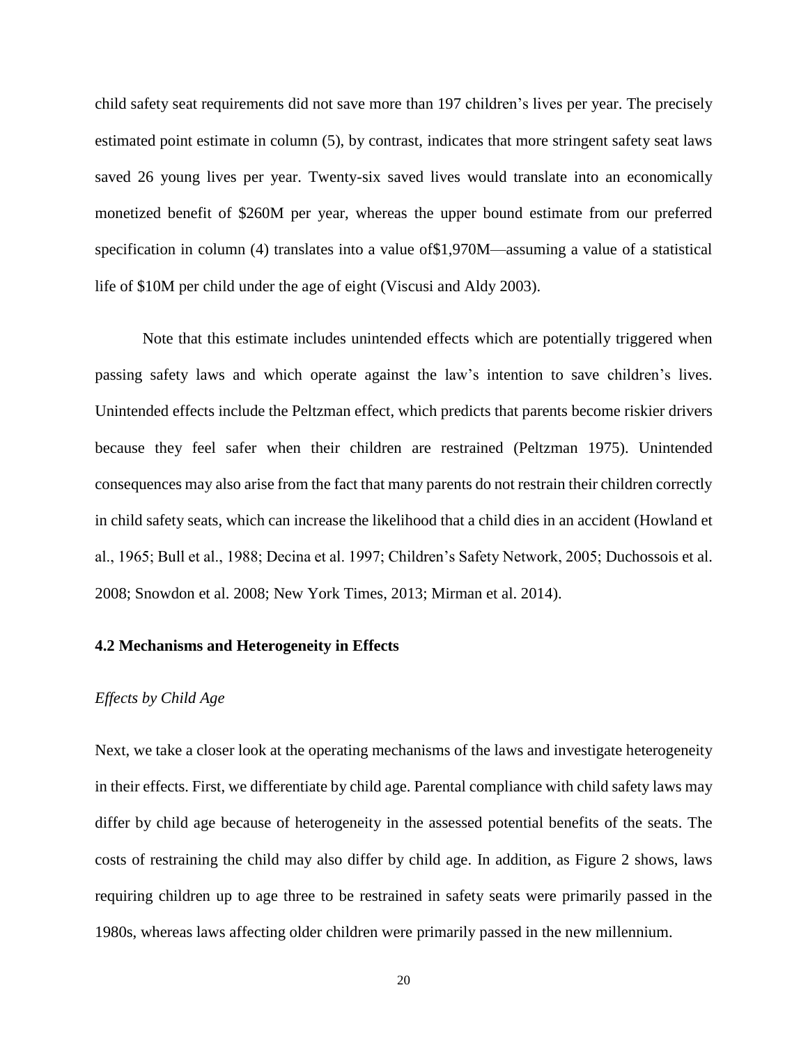child safety seat requirements did not save more than 197 children's lives per year. The precisely estimated point estimate in column (5), by contrast, indicates that more stringent safety seat laws saved 26 young lives per year. Twenty-six saved lives would translate into an economically monetized benefit of $260M per year, whereas the upper bound estimate from our preferred specification in column (4) translates into a value of$1,970M—assuming a value of a statistical life of $10M per child under the age of eight (Viscusi and Aldy 2003).

Note that this estimate includes unintended effects which are potentially triggered when passing safety laws and which operate against the law's intention to save children's lives. Unintended effects include the Peltzman effect, which predicts that parents become riskier drivers because they feel safer when their children are restrained (Peltzman 1975). Unintended consequences may also arise from the fact that many parents do not restrain their children correctly in child safety seats, which can increase the likelihood that a child dies in an accident (Howland et al., 1965; Bull et al., 1988; Decina et al. 1997; Children's Safety Network, 2005; Duchossois et al. 2008; Snowdon et al. 2008; New York Times, 2013; Mirman et al. 2014).

### 4.2 Mechanisms and Heterogeneity in Effects

*Effects by Child Age*

Next, we take a closer look at the operating mechanisms of the laws and investigate heterogeneity in their effects. First, we differentiate by child age. Parental compliance with child safety laws may differ by child age because of heterogeneity in the assessed potential benefits of the seats. The costs of restraining the child may also differ by child age. In addition, as Figure 2 shows, laws requiring children up to age three to be restrained in safety seats were primarily passed in the 1980s, whereas laws affecting older children were primarily passed in the new millennium.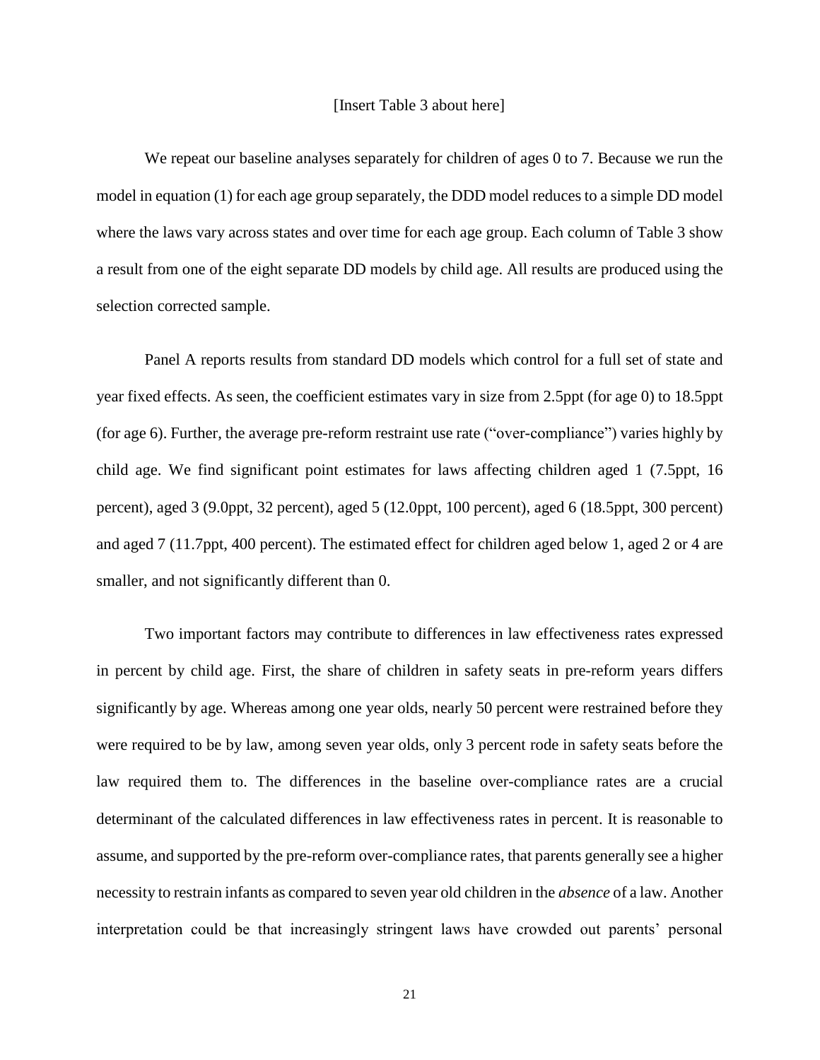[Insert Table 3 about here]

We repeat our baseline analyses separately for children of ages 0 to 7. Because we run the model in equation (1) for each age group separately, the DDD model reduces to a simple DD model where the laws vary across states and over time for each age group. Each column of Table 3 show a result from one of the eight separate DD models by child age. All results are produced using the selection corrected sample.

Panel A reports results from standard DD models which control for a full set of state and year fixed effects. As seen, the coefficient estimates vary in size from 2.5ppt (for age 0) to 18.5ppt (for age 6). Further, the average pre-reform restraint use rate ("over-compliance") varies highly by child age. We find significant point estimates for laws affecting children aged 1 (7.5ppt, 16 percent), aged 3 (9.0ppt, 32 percent), aged 5 (12.0ppt, 100 percent), aged 6 (18.5ppt, 300 percent) and aged 7 (11.7ppt, 400 percent). The estimated effect for children aged below 1, aged 2 or 4 are smaller, and not significantly different than 0.

Two important factors may contribute to differences in law effectiveness rates expressed in percent by child age. First, the share of children in safety seats in pre-reform years differs significantly by age. Whereas among one year olds, nearly 50 percent were restrained before they were required to be by law, among seven year olds, only 3 percent rode in safety seats before the law required them to. The differences in the baseline over-compliance rates are a crucial determinant of the calculated differences in law effectiveness rates in percent. It is reasonable to assume, and supported by the pre-reform over-compliance rates, that parents generally see a higher necessity to restrain infants as compared to seven year old children in the *absence* of a law. Another interpretation could be that increasingly stringent laws have crowded out parents' personal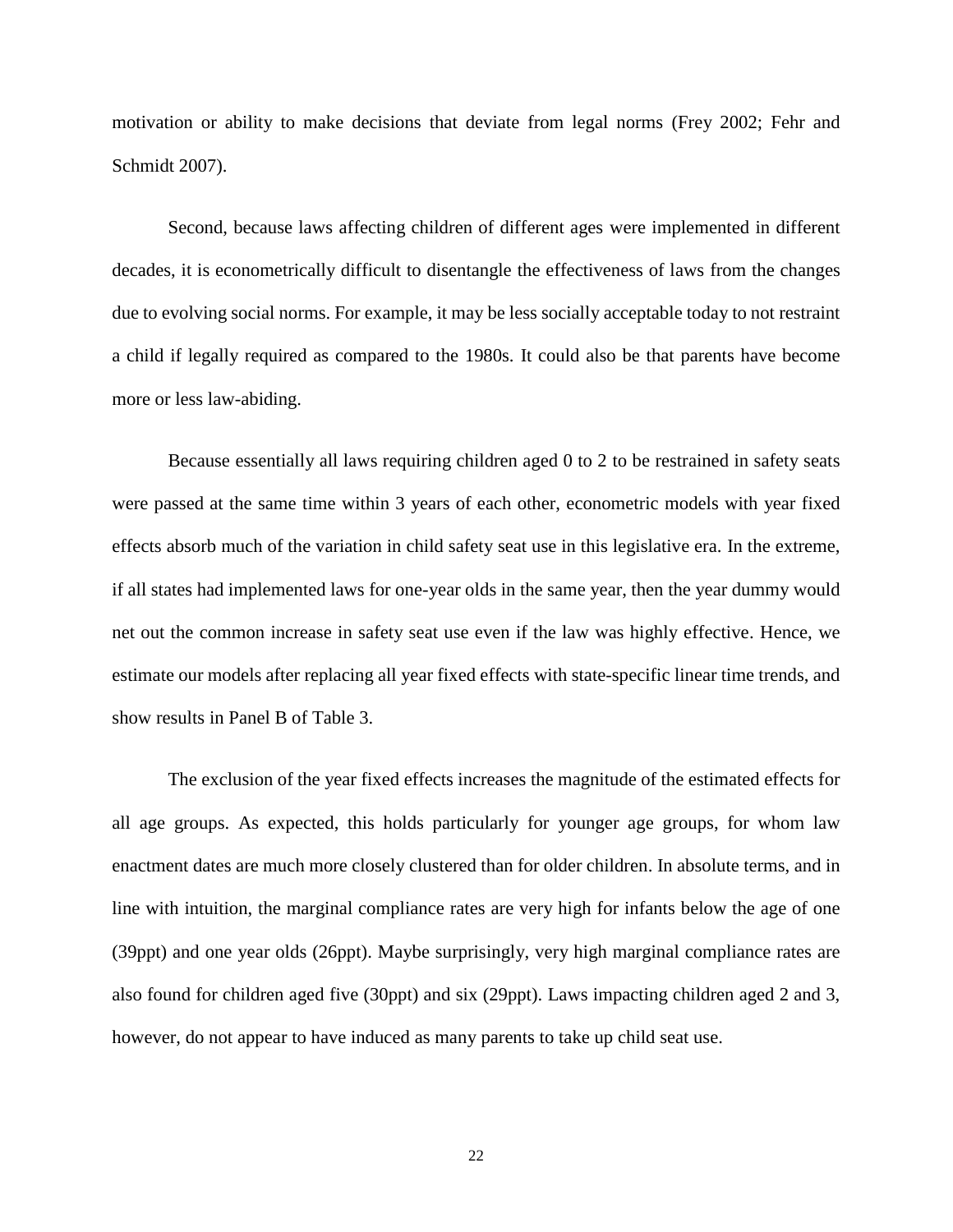motivation or ability to make decisions that deviate from legal norms (Frey 2002; Fehr and Schmidt 2007).

Second, because laws affecting children of different ages were implemented in different decades, it is econometrically difficult to disentangle the effectiveness of laws from the changes due to evolving social norms. For example, it may be less socially acceptable today to not restraint a child if legally required as compared to the 1980s. It could also be that parents have become more or less law-abiding.

Because essentially all laws requiring children aged 0 to 2 to be restrained in safety seats were passed at the same time within 3 years of each other, econometric models with year fixed effects absorb much of the variation in child safety seat use in this legislative era. In the extreme, if all states had implemented laws for one-year olds in the same year, then the year dummy would net out the common increase in safety seat use even if the law was highly effective. Hence, we estimate our models after replacing all year fixed effects with state-specific linear time trends, and show results in Panel B of Table 3.

The exclusion of the year fixed effects increases the magnitude of the estimated effects for all age groups. As expected, this holds particularly for younger age groups, for whom law enactment dates are much more closely clustered than for older children. In absolute terms, and in line with intuition, the marginal compliance rates are very high for infants below the age of one (39ppt) and one year olds (26ppt). Maybe surprisingly, very high marginal compliance rates are also found for children aged five (30ppt) and six (29ppt). Laws impacting children aged 2 and 3, however, do not appear to have induced as many parents to take up child seat use.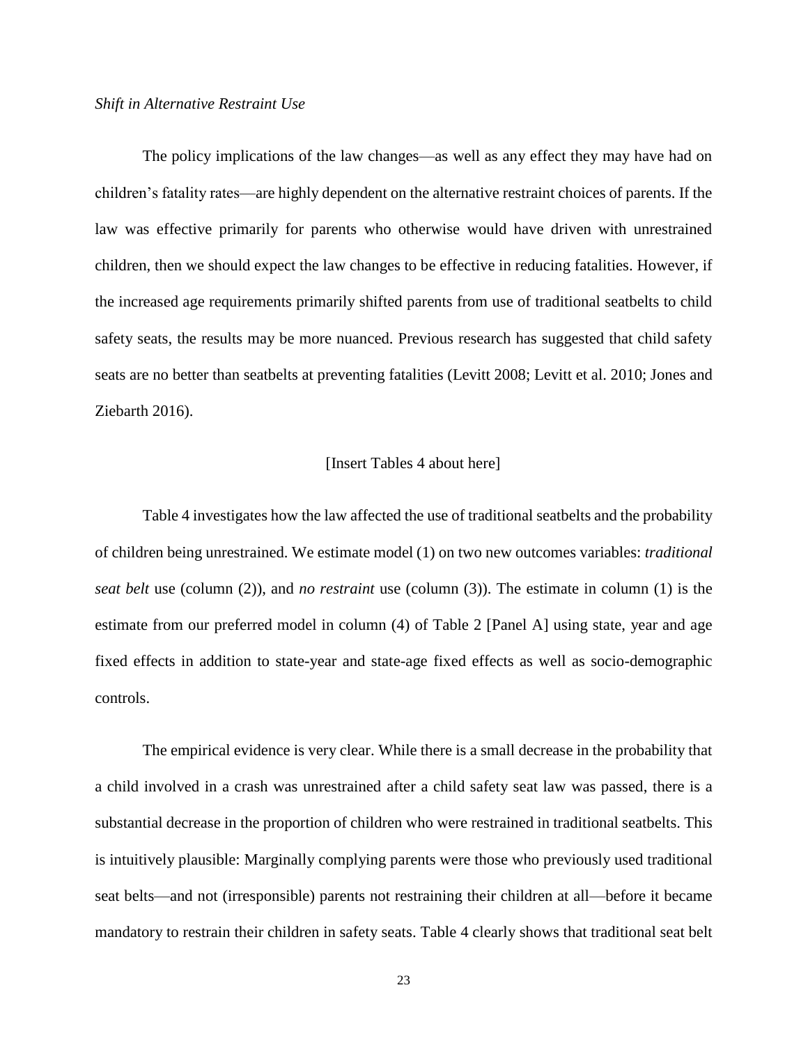*Shift in Alternative Restraint Use*

The policy implications of the law changes—as well as any effect they may have had on children's fatality rates—are highly dependent on the alternative restraint choices of parents. If the law was effective primarily for parents who otherwise would have driven with unrestrained children, then we should expect the law changes to be effective in reducing fatalities. However, if the increased age requirements primarily shifted parents from use of traditional seatbelts to child safety seats, the results may be more nuanced. Previous research has suggested that child safety seats are no better than seatbelts at preventing fatalities (Levitt 2008; Levitt et al. 2010; Jones and Ziebarth 2016).

[Insert Tables 4 about here]

Table 4 investigates how the law affected the use of traditional seatbelts and the probability of children being unrestrained. We estimate model (1) on two new outcomes variables: *traditional seat belt* use (column (2)), and *no restraint* use (column (3)). The estimate in column (1) is the estimate from our preferred model in column (4) of Table 2 [Panel A] using state, year and age fixed effects in addition to state-year and state-age fixed effects as well as socio-demographic controls.

The empirical evidence is very clear. While there is a small decrease in the probability that a child involved in a crash was unrestrained after a child safety seat law was passed, there is a substantial decrease in the proportion of children who were restrained in traditional seatbelts. This is intuitively plausible: Marginally complying parents were those who previously used traditional seat belts—and not (irresponsible) parents not restraining their children at all—before it became mandatory to restrain their children in safety seats. Table 4 clearly shows that traditional seat belt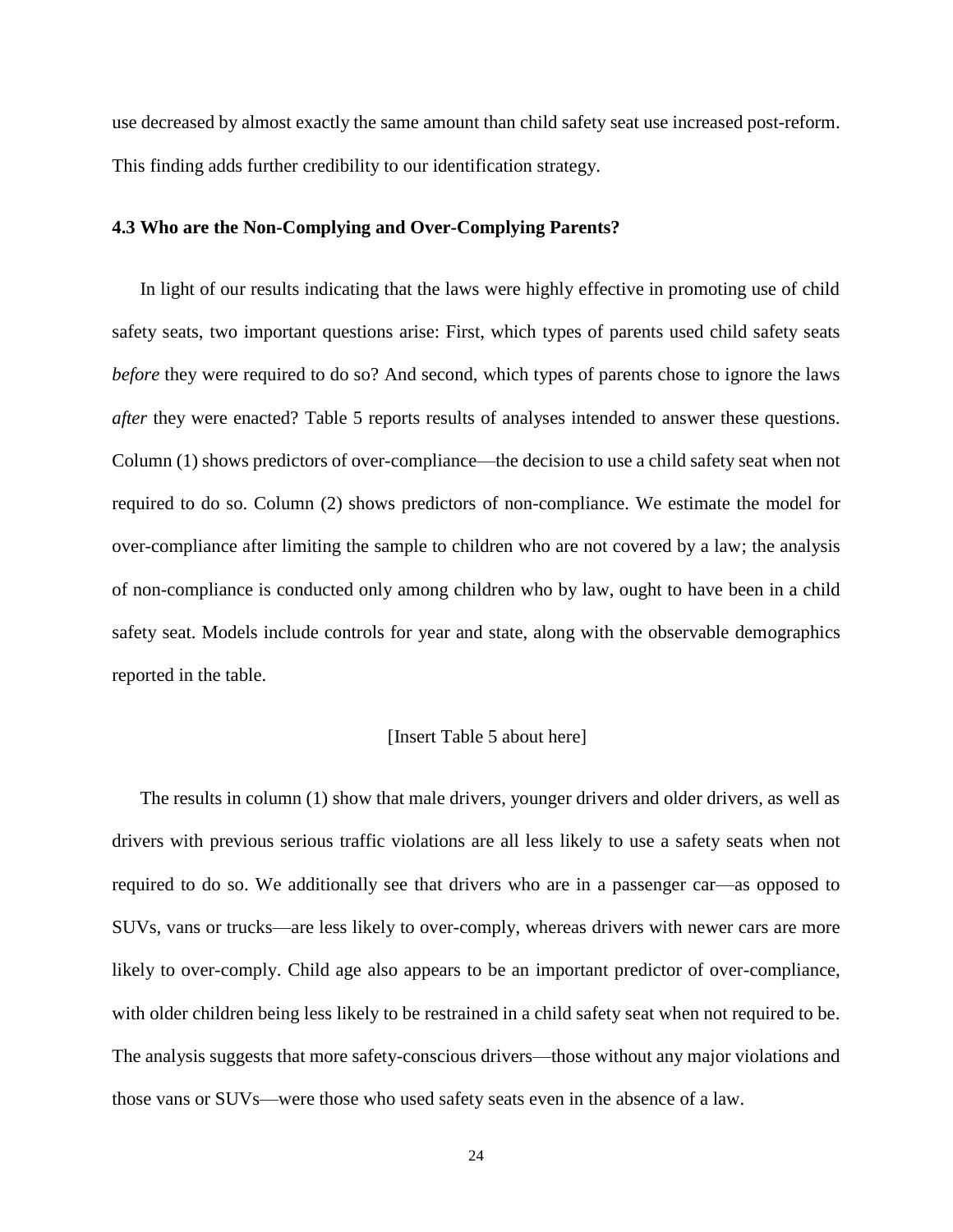use decreased by almost exactly the same amount than child safety seat use increased post-reform. This finding adds further credibility to our identification strategy.

### 4.3 Who are the Non-Complying and Over-Complying Parents?

In light of our results indicating that the laws were highly effective in promoting use of child safety seats, two important questions arise: First, which types of parents used child safety seats *before* they were required to do so? And second, which types of parents chose to ignore the laws *after* they were enacted? Table 5 reports results of analyses intended to answer these questions. Column (1) shows predictors of over-compliance—the decision to use a child safety seat when not required to do so. Column (2) shows predictors of non-compliance. We estimate the model for over-compliance after limiting the sample to children who are not covered by a law; the analysis of non-compliance is conducted only among children who by law, ought to have been in a child safety seat. Models include controls for year and state, along with the observable demographics reported in the table.

[Insert Table 5 about here]

The results in column (1) show that male drivers, younger drivers and older drivers, as well as drivers with previous serious traffic violations are all less likely to use a safety seats when not required to do so. We additionally see that drivers who are in a passenger car—as opposed to SUVs, vans or trucks—are less likely to over-comply, whereas drivers with newer cars are more likely to over-comply. Child age also appears to be an important predictor of over-compliance, with older children being less likely to be restrained in a child safety seat when not required to be. The analysis suggests that more safety-conscious drivers—those without any major violations and those vans or SUVs—were those who used safety seats even in the absence of a law.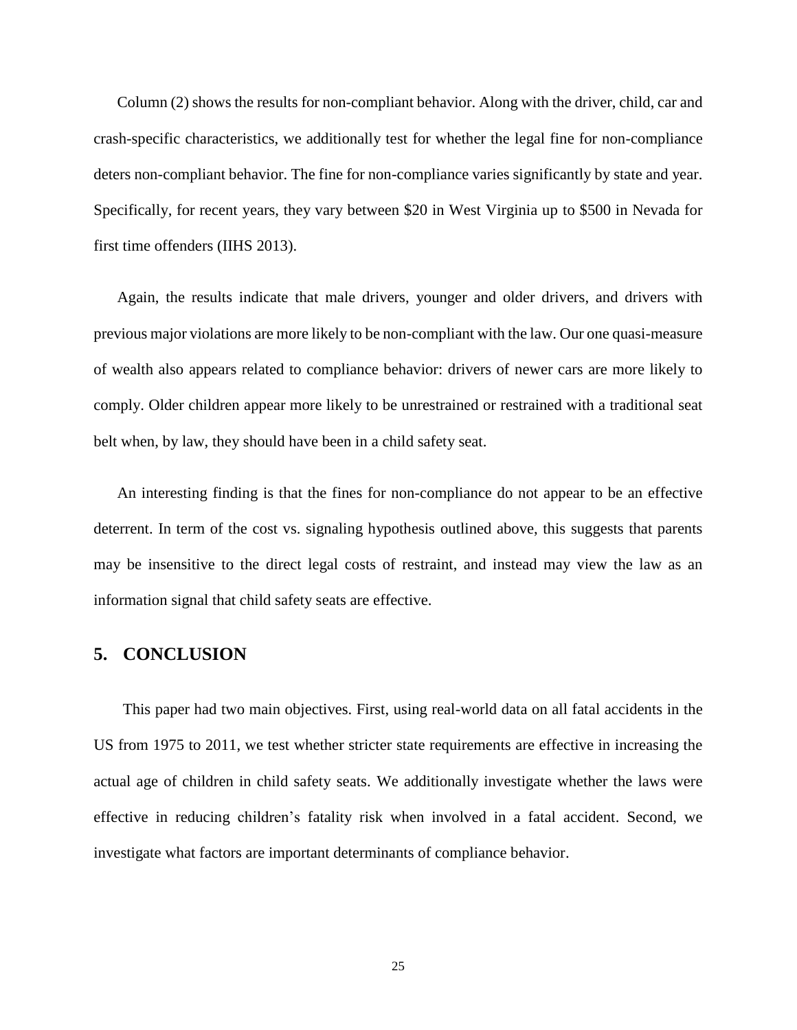Column (2) shows the results for non-compliant behavior. Along with the driver, child, car and crash-specific characteristics, we additionally test for whether the legal fine for non-compliance deters non-compliant behavior. The fine for non-compliance varies significantly by state and year. Specifically, for recent years, they vary between $20 in West Virginia up to $500 in Nevada for first time offenders (IIHS 2013).

Again, the results indicate that male drivers, younger and older drivers, and drivers with previous major violations are more likely to be non-compliant with the law. Our one quasi-measure of wealth also appears related to compliance behavior: drivers of newer cars are more likely to comply. Older children appear more likely to be unrestrained or restrained with a traditional seat belt when, by law, they should have been in a child safety seat.

An interesting finding is that the fines for non-compliance do not appear to be an effective deterrent. In term of the cost vs. signaling hypothesis outlined above, this suggests that parents may be insensitive to the direct legal costs of restraint, and instead may view the law as an information signal that child safety seats are effective.

## 5. CONCLUSION

This paper had two main objectives. First, using real-world data on all fatal accidents in the US from 1975 to 2011, we test whether stricter state requirements are effective in increasing the actual age of children in child safety seats. We additionally investigate whether the laws were effective in reducing children's fatality risk when involved in a fatal accident. Second, we investigate what factors are important determinants of compliance behavior.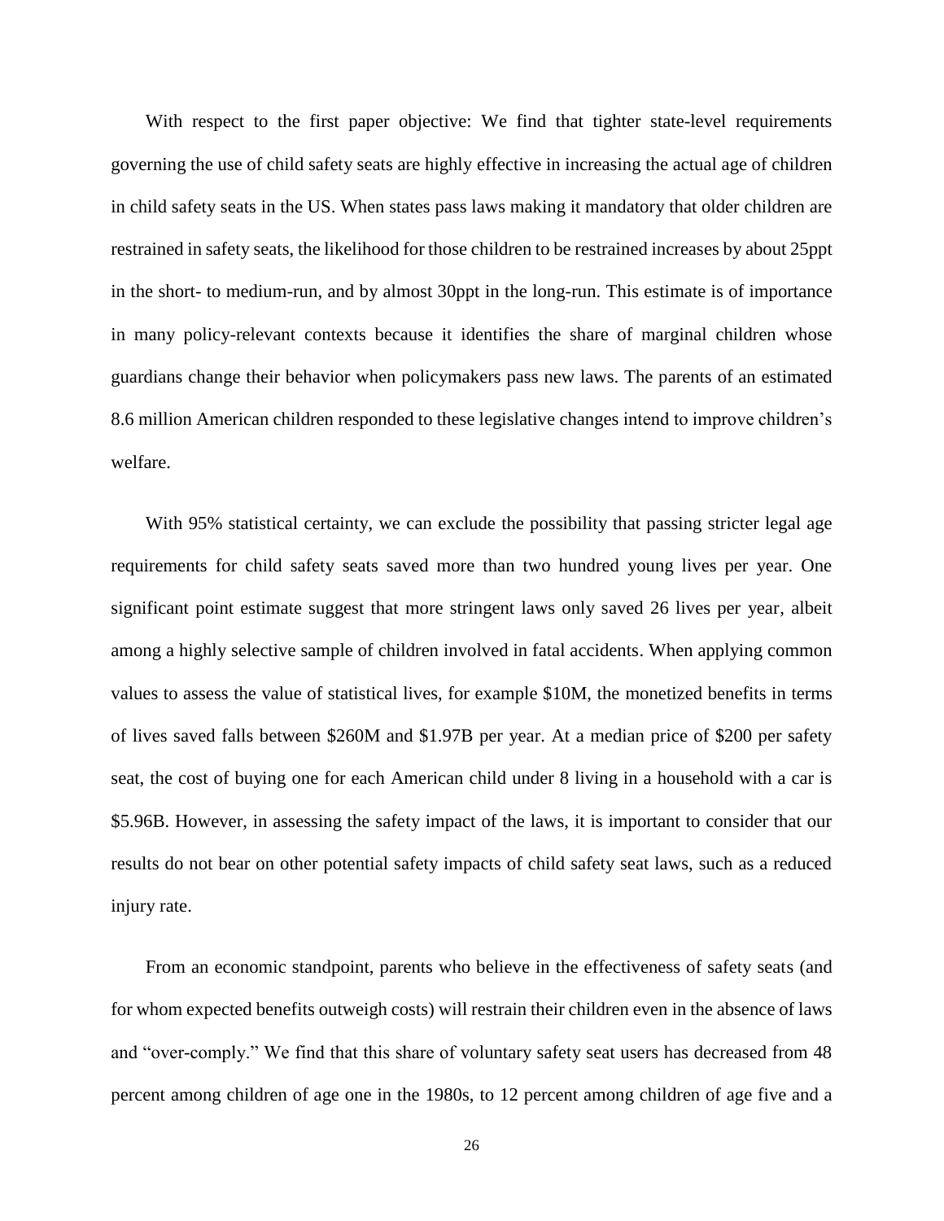With respect to the first paper objective: We find that tighter state-level requirements governing the use of child safety seats are highly effective in increasing the actual age of children in child safety seats in the US. When states pass laws making it mandatory that older children are restrained in safety seats, the likelihood for those children to be restrained increases by about 25ppt in the short- to medium-run, and by almost 30ppt in the long-run. This estimate is of importance in many policy-relevant contexts because it identifies the share of marginal children whose guardians change their behavior when policymakers pass new laws. The parents of an estimated 8.6 million American children responded to these legislative changes intend to improve children's welfare.

With 95% statistical certainty, we can exclude the possibility that passing stricter legal age requirements for child safety seats saved more than two hundred young lives per year. One significant point estimate suggest that more stringent laws only saved 26 lives per year, albeit among a highly selective sample of children involved in fatal accidents. When applying common values to assess the value of statistical lives, for example $10M, the monetized benefits in terms of lives saved falls between $260M and $1.97B per year. At a median price of $200 per safety seat, the cost of buying one for each American child under 8 living in a household with a car is $5.96B. However, in assessing the safety impact of the laws, it is important to consider that our results do not bear on other potential safety impacts of child safety seat laws, such as a reduced injury rate.

From an economic standpoint, parents who believe in the effectiveness of safety seats (and for whom expected benefits outweigh costs) will restrain their children even in the absence of laws and "over-comply." We find that this share of voluntary safety seat users has decreased from 48 percent among children of age one in the 1980s, to 12 percent among children of age five and a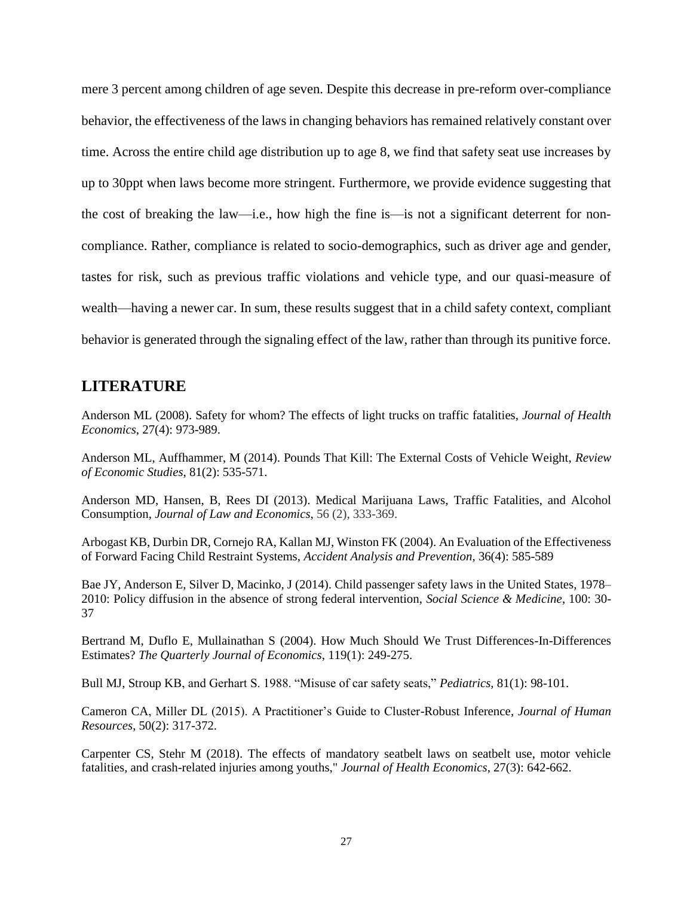mere 3 percent among children of age seven. Despite this decrease in pre-reform over-compliance behavior, the effectiveness of the laws in changing behaviors has remained relatively constant over time. Across the entire child age distribution up to age 8, we find that safety seat use increases by up to 30ppt when laws become more stringent. Furthermore, we provide evidence suggesting that the cost of breaking the law—i.e., how high the fine is—is not a significant deterrent for non-compliance. Rather, compliance is related to socio-demographics, such as driver age and gender, tastes for risk, such as previous traffic violations and vehicle type, and our quasi-measure of wealth—having a newer car. In sum, these results suggest that in a child safety context, compliant behavior is generated through the signaling effect of the law, rather than through its punitive force.

## LITERATURE

Anderson ML (2008). Safety for whom? The effects of light trucks on traffic fatalities, *Journal of Health Economics*, 27(4): 973-989.

Anderson ML, Auffhammer, M (2014). Pounds That Kill: The External Costs of Vehicle Weight, *Review of Economic Studies*, 81(2): 535-571.

Anderson MD, Hansen, B, Rees DI (2013). Medical Marijuana Laws, Traffic Fatalities, and Alcohol Consumption, *Journal of Law and Economics*, 56 (2), 333-369.

Arbogast KB, Durbin DR, Cornejo RA, Kallan MJ, Winston FK (2004). An Evaluation of the Effectiveness of Forward Facing Child Restraint Systems, *Accident Analysis and Prevention,* 36(4): 585-589

Bae JY, Anderson E, Silver D, Macinko, J (2014). Child passenger safety laws in the United States, 1978–2010: Policy diffusion in the absence of strong federal intervention, *Social Science & Medicine*, 100: 30-37

Bertrand M, Duflo E, Mullainathan S (2004). How Much Should We Trust Differences-In-Differences Estimates? *The Quarterly Journal of Economics*, 119(1): 249-275.

Bull MJ, Stroup KB, and Gerhart S. 1988. "Misuse of car safety seats," *Pediatrics*, 81(1): 98-101.

Cameron CA, Miller DL (2015). A Practitioner's Guide to Cluster-Robust Inference, *Journal of Human Resources*, 50(2): 317-372.

Carpenter CS, Stehr M (2018). The effects of mandatory seatbelt laws on seatbelt use, motor vehicle fatalities, and crash-related injuries among youths," *Journal of Health Economics*, 27(3): 642-662.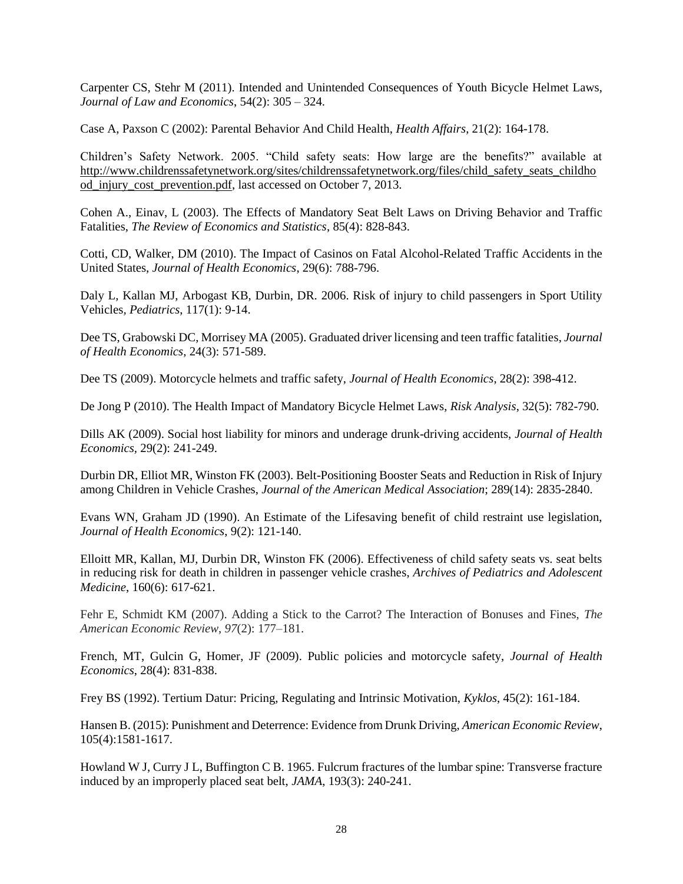Carpenter CS, Stehr M (2011). Intended and Unintended Consequences of Youth Bicycle Helmet Laws, *Journal of Law and Economics*, 54(2): 305 – 324.

Case A, Paxson C (2002): Parental Behavior And Child Health, *Health Affairs*, 21(2): 164-178.

Children's Safety Network. 2005. "Child safety seats: How large are the benefits?" available at http://www.childrenssafetynetwork.org/sites/childrenssafetynetwork.org/files/child_safety_seats_childhood_injury_cost_prevention.pdf, last accessed on October 7, 2013.

Cohen A., Einav, L (2003). The Effects of Mandatory Seat Belt Laws on Driving Behavior and Traffic Fatalities, *The Review of Economics and Statistics*, 85(4): 828-843.

Cotti, CD, Walker, DM (2010). The Impact of Casinos on Fatal Alcohol-Related Traffic Accidents in the United States, *Journal of Health Economics*, 29(6): 788-796.

Daly L, Kallan MJ, Arbogast KB, Durbin, DR. 2006. Risk of injury to child passengers in Sport Utility Vehicles, *Pediatrics*, 117(1): 9-14.

Dee TS, Grabowski DC, Morrisey MA (2005). Graduated driver licensing and teen traffic fatalities, *Journal of Health Economics*, 24(3): 571-589.

Dee TS (2009). Motorcycle helmets and traffic safety, *Journal of Health Economics*, 28(2): 398-412.

De Jong P (2010). The Health Impact of Mandatory Bicycle Helmet Laws, *Risk Analysis*, 32(5): 782-790.

Dills AK (2009). Social host liability for minors and underage drunk-driving accidents, *Journal of Health Economics*, 29(2): 241-249.

Durbin DR, Elliot MR, Winston FK (2003). Belt-Positioning Booster Seats and Reduction in Risk of Injury among Children in Vehicle Crashes, *Journal of the American Medical Association*; 289(14): 2835-2840.

Evans WN, Graham JD (1990). An Estimate of the Lifesaving benefit of child restraint use legislation, *Journal of Health Economics*, 9(2): 121-140.

Elloitt MR, Kallan, MJ, Durbin DR, Winston FK (2006). Effectiveness of child safety seats vs. seat belts in reducing risk for death in children in passenger vehicle crashes, *Archives of Pediatrics and Adolescent Medicine*, 160(6): 617-621.

Fehr E, Schmidt KM (2007). Adding a Stick to the Carrot? The Interaction of Bonuses and Fines, *The American Economic Review*, *97*(2): 177–181.

French, MT, Gulcin G, Homer, JF (2009). Public policies and motorcycle safety, *Journal of Health Economics*, 28(4): 831-838.

Frey BS (1992). Tertium Datur: Pricing, Regulating and Intrinsic Motivation, *Kyklos*, 45(2): 161-184.

Hansen B. (2015): Punishment and Deterrence: Evidence from Drunk Driving, *American Economic Review*, 105(4):1581-1617.

Howland W J, Curry J L, Buffington C B. 1965. Fulcrum fractures of the lumbar spine: Transverse fracture induced by an improperly placed seat belt, *JAMA*, 193(3): 240-241.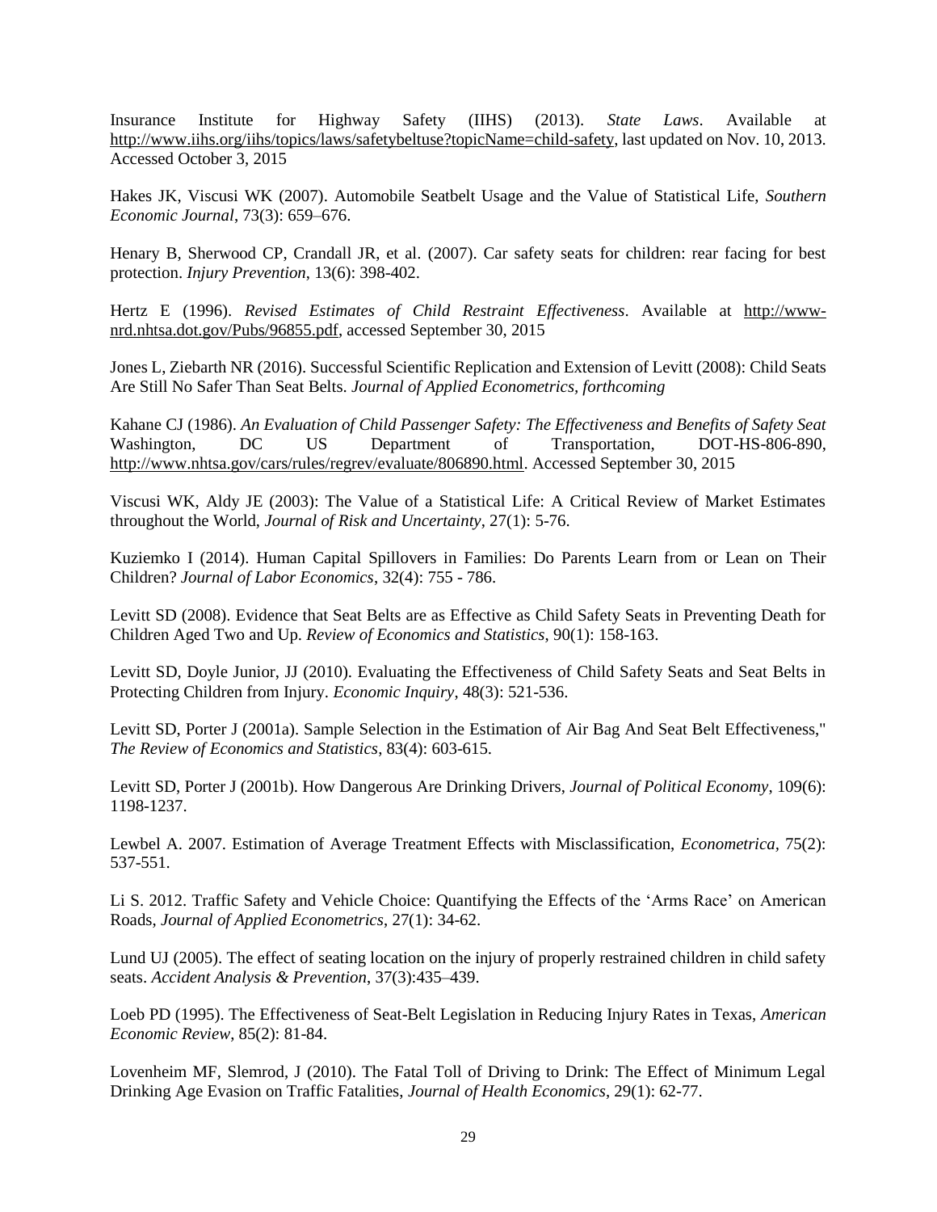Insurance Institute for Highway Safety (IIHS) (2013). *State Laws*. Available at http://www.iihs.org/iihs/topics/laws/safetybeltuse?topicName=child-safety, last updated on Nov. 10, 2013. Accessed October 3, 2015

Hakes JK, Viscusi WK (2007). Automobile Seatbelt Usage and the Value of Statistical Life, *Southern Economic Journal*, 73(3): 659–676.

Henary B, Sherwood CP, Crandall JR, et al. (2007). Car safety seats for children: rear facing for best protection. *Injury Prevention*, 13(6): 398-402.

Hertz E (1996). *Revised Estimates of Child Restraint Effectiveness*. Available at http://www-nrd.nhtsa.dot.gov/Pubs/96855.pdf, accessed September 30, 2015

Jones L, Ziebarth NR (2016). Successful Scientific Replication and Extension of Levitt (2008): Child Seats Are Still No Safer Than Seat Belts. *Journal of Applied Econometrics, forthcoming*

Kahane CJ (1986). *An Evaluation of Child Passenger Safety: The Effectiveness and Benefits of Safety Seat* Washington, DC US Department of Transportation, DOT-HS-806-890, http://www.nhtsa.gov/cars/rules/regrev/evaluate/806890.html. Accessed September 30, 2015

Viscusi WK, Aldy JE (2003): The Value of a Statistical Life: A Critical Review of Market Estimates throughout the World, *Journal of Risk and Uncertainty*, 27(1): 5-76.

Kuziemko I (2014). Human Capital Spillovers in Families: Do Parents Learn from or Lean on Their Children? *Journal of Labor Economics*, 32(4): 755 - 786.

Levitt SD (2008). Evidence that Seat Belts are as Effective as Child Safety Seats in Preventing Death for Children Aged Two and Up. *Review of Economics and Statistics*, 90(1): 158-163.

Levitt SD, Doyle Junior, JJ (2010). Evaluating the Effectiveness of Child Safety Seats and Seat Belts in Protecting Children from Injury. *Economic Inquiry*, 48(3): 521-536.

Levitt SD, Porter J (2001a). Sample Selection in the Estimation of Air Bag And Seat Belt Effectiveness," *The Review of Economics and Statistics*, 83(4): 603-615.

Levitt SD, Porter J (2001b). How Dangerous Are Drinking Drivers, *Journal of Political Economy*, 109(6): 1198-1237.

Lewbel A. 2007. Estimation of Average Treatment Effects with Misclassification, *Econometrica*, 75(2): 537-551.

Li S. 2012. Traffic Safety and Vehicle Choice: Quantifying the Effects of the 'Arms Race' on American Roads, *Journal of Applied Econometrics*, 27(1): 34-62.

Lund UJ (2005). The effect of seating location on the injury of properly restrained children in child safety seats. *Accident Analysis & Prevention*, 37(3):435–439.

Loeb PD (1995). The Effectiveness of Seat-Belt Legislation in Reducing Injury Rates in Texas, *American Economic Review*, 85(2): 81-84.

Lovenheim MF, Slemrod, J (2010). The Fatal Toll of Driving to Drink: The Effect of Minimum Legal Drinking Age Evasion on Traffic Fatalities, *Journal of Health Economics*, 29(1): 62-77.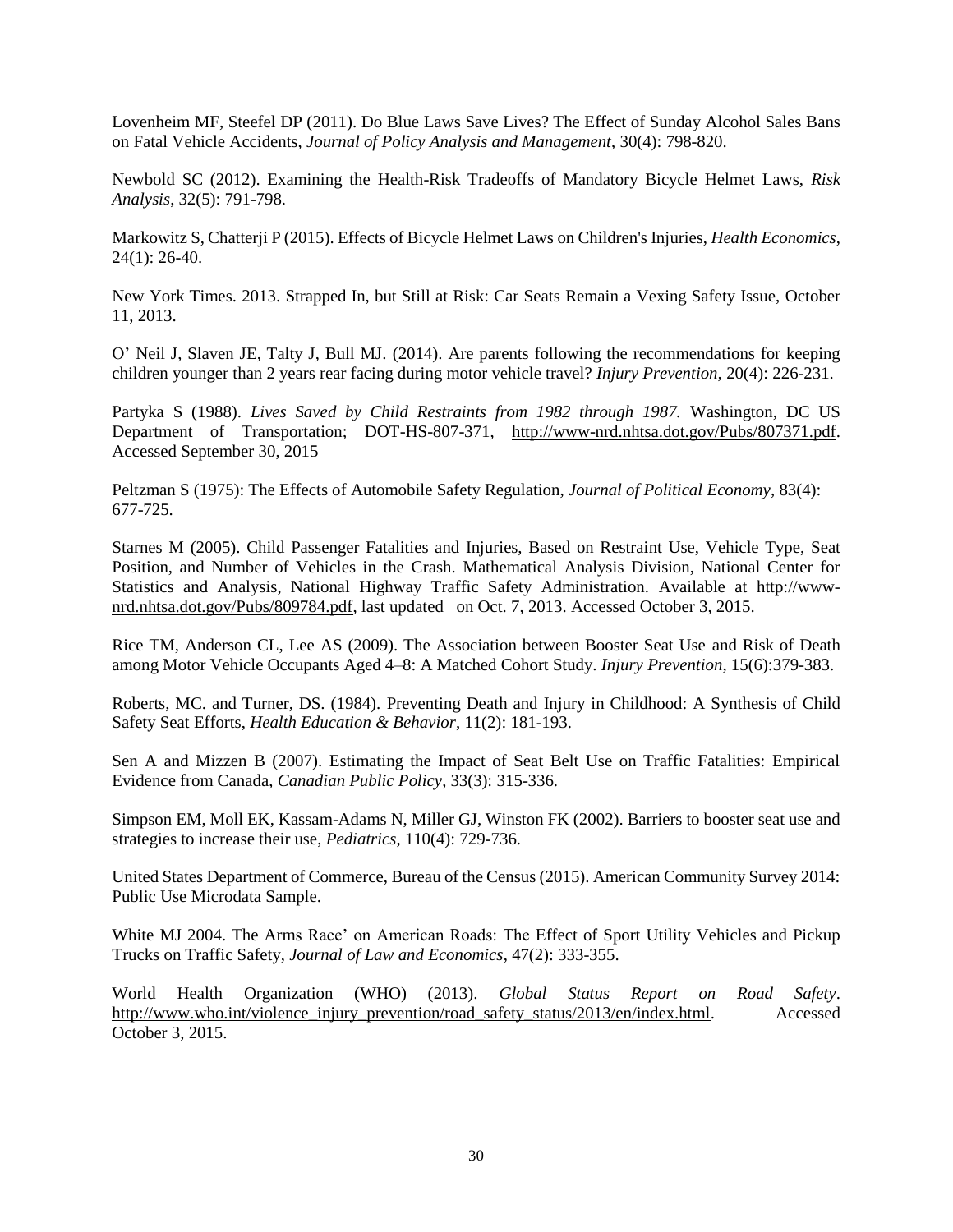Lovenheim MF, Steefel DP (2011). Do Blue Laws Save Lives? The Effect of Sunday Alcohol Sales Bans on Fatal Vehicle Accidents, *Journal of Policy Analysis and Management*, 30(4): 798-820.

Newbold SC (2012). Examining the Health-Risk Tradeoffs of Mandatory Bicycle Helmet Laws, *Risk Analysis*, 32(5): 791-798.

Markowitz S, Chatterji P (2015). Effects of Bicycle Helmet Laws on Children's Injuries, *Health Economics*, 24(1): 26-40.

New York Times. 2013. Strapped In, but Still at Risk: Car Seats Remain a Vexing Safety Issue, October 11, 2013.

O' Neil J, Slaven JE, Talty J, Bull MJ. (2014). Are parents following the recommendations for keeping children younger than 2 years rear facing during motor vehicle travel? *Injury Prevention*, 20(4): 226-231.

Partyka S (1988). *Lives Saved by Child Restraints from 1982 through 1987.* Washington, DC US Department of Transportation; DOT-HS-807-371, http://www-nrd.nhtsa.dot.gov/Pubs/807371.pdf. Accessed September 30, 2015

Peltzman S (1975): The Effects of Automobile Safety Regulation, *Journal of Political Economy*, 83(4): 677-725.

Starnes M (2005). Child Passenger Fatalities and Injuries, Based on Restraint Use, Vehicle Type, Seat Position, and Number of Vehicles in the Crash. Mathematical Analysis Division, National Center for Statistics and Analysis, National Highway Traffic Safety Administration. Available at http://www-nrd.nhtsa.dot.gov/Pubs/809784.pdf, last updated on Oct. 7, 2013. Accessed October 3, 2015.

Rice TM, Anderson CL, Lee AS (2009). The Association between Booster Seat Use and Risk of Death among Motor Vehicle Occupants Aged 4–8: A Matched Cohort Study. *Injury Prevention*, 15(6):379-383.

Roberts, MC. and Turner, DS. (1984). Preventing Death and Injury in Childhood: A Synthesis of Child Safety Seat Efforts, *Health Education & Behavior*, 11(2): 181-193.

Sen A and Mizzen B (2007). Estimating the Impact of Seat Belt Use on Traffic Fatalities: Empirical Evidence from Canada, *Canadian Public Policy*, 33(3): 315-336.

Simpson EM, Moll EK, Kassam-Adams N, Miller GJ, Winston FK (2002). Barriers to booster seat use and strategies to increase their use, *Pediatrics*, 110(4): 729-736.

United States Department of Commerce, Bureau of the Census (2015). American Community Survey 2014: Public Use Microdata Sample.

White MJ 2004. The Arms Race' on American Roads: The Effect of Sport Utility Vehicles and Pickup Trucks on Traffic Safety, *Journal of Law and Economics*, 47(2): 333-355.

World Health Organization (WHO) (2013). *Global Status Report on Road Safety*. http://www.who.int/violence_injury_prevention/road_safety_status/2013/en/index.html. Accessed October 3, 2015.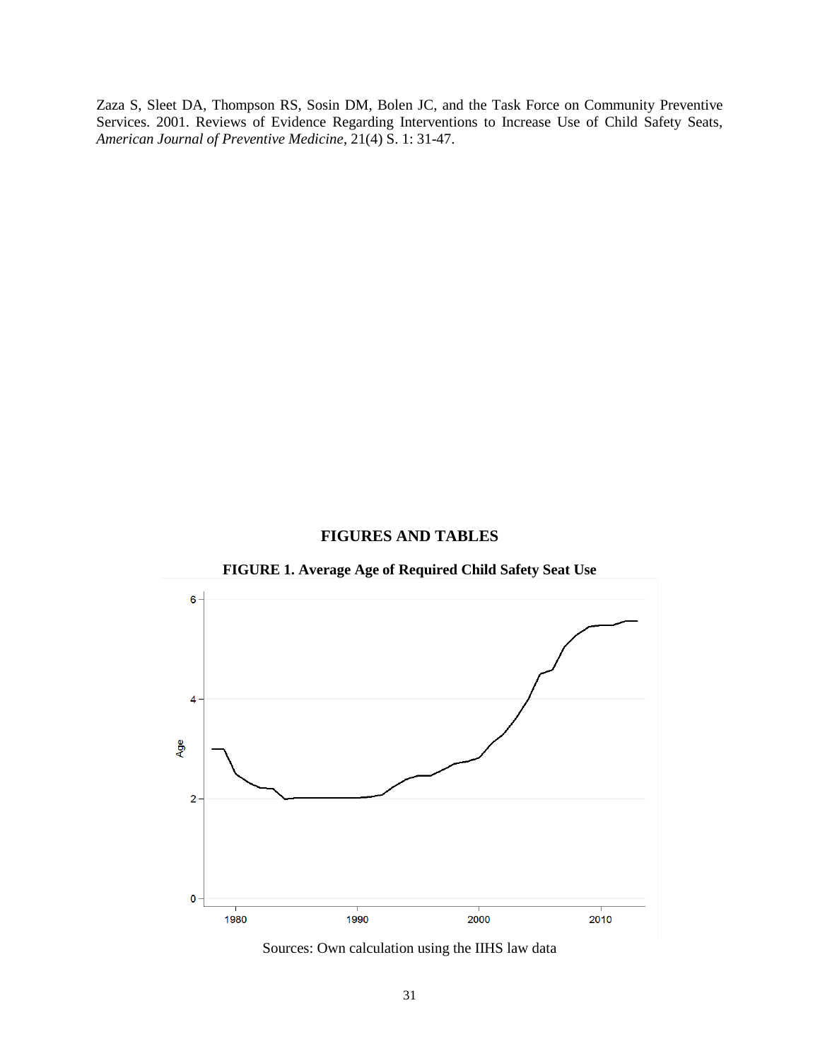Zaza S, Sleet DA, Thompson RS, Sosin DM, Bolen JC, and the Task Force on Community Preventive Services. 2001. Reviews of Evidence Regarding Interventions to Increase Use of Child Safety Seats, *American Journal of Preventive Medicine*, 21(4) S. 1: 31-47.

## FIGURES AND TABLES

**FIGURE 1. Average Age of Required Child Safety Seat Use**

Sources: Own calculation using the IIHS law data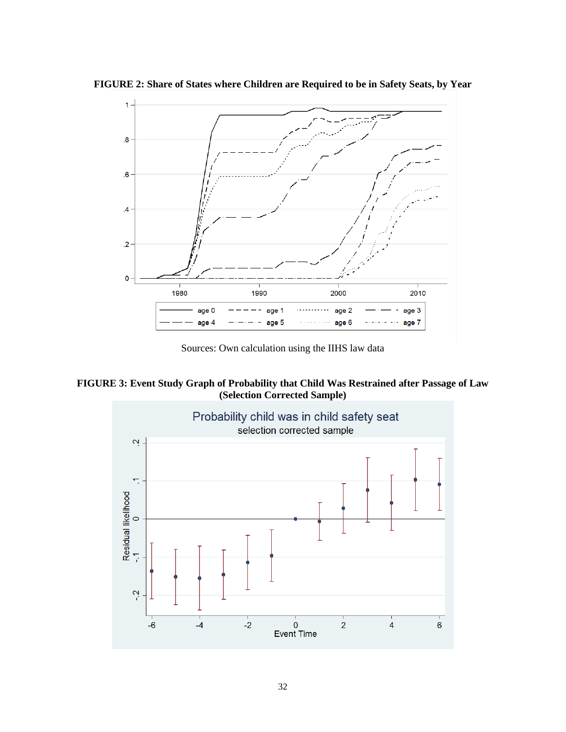**FIGURE 2: Share of States where Children are Required to be in Safety Seats, by Year**

Sources: Own calculation using the IIHS law data

**FIGURE 3: Event Study Graph of Probability that Child Was Restrained after Passage of Law (Selection Corrected Sample)**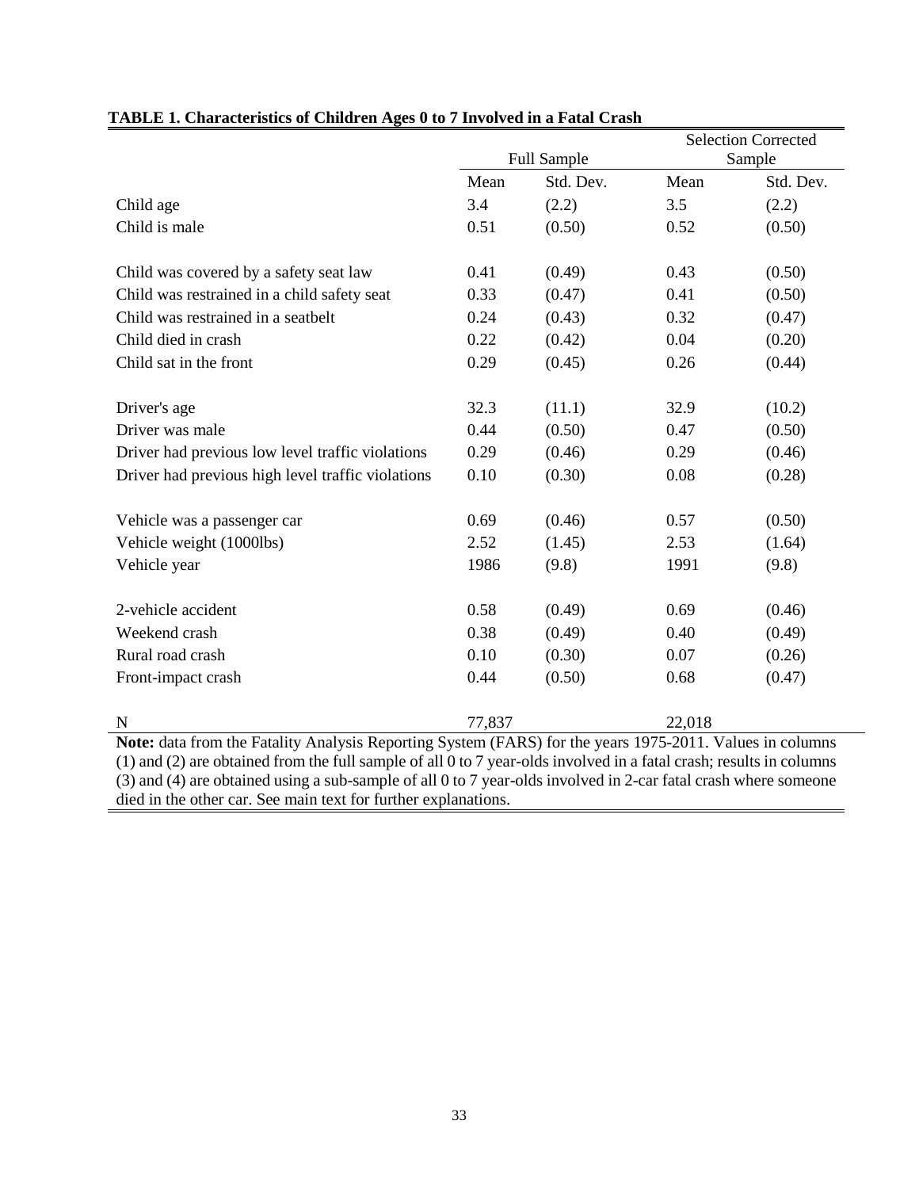**TABLE 1. Characteristics of Children Ages 0 to 7 Involved in a Fatal Crash**

| | Full Sample | | Selection Corrected Sample | |
|---|---|---|---|---|
| | Mean | Std. Dev. | Mean | Std. Dev. |
| Child age | 3.4 | (2.2) | 3.5 | (2.2) |
| Child is male | 0.51 | (0.50) | 0.52 | (0.50) |
| Child was covered by a safety seat law | 0.41 | (0.49) | 0.43 | (0.50) |
| Child was restrained in a child safety seat | 0.33 | (0.47) | 0.41 | (0.50) |
| Child was restrained in a seatbelt | 0.24 | (0.43) | 0.32 | (0.47) |
| Child died in crash | 0.22 | (0.42) | 0.04 | (0.20) |
| Child sat in the front | 0.29 | (0.45) | 0.26 | (0.44) |
| Driver's age | 32.3 | (11.1) | 32.9 | (10.2) |
| Driver was male | 0.44 | (0.50) | 0.47 | (0.50) |
| Driver had previous low level traffic violations | 0.29 | (0.46) | 0.29 | (0.46) |
| Driver had previous high level traffic violations | 0.10 | (0.30) | 0.08 | (0.28) |
| Vehicle was a passenger car | 0.69 | (0.46) | 0.57 | (0.50) |
| Vehicle weight (1000lbs) | 2.52 | (1.45) | 2.53 | (1.64) |
| Vehicle year | 1986 | (9.8) | 1991 | (9.8) |
| 2-vehicle accident | 0.58 | (0.49) | 0.69 | (0.46) |
| Weekend crash | 0.38 | (0.49) | 0.40 | (0.49) |
| Rural road crash | 0.10 | (0.30) | 0.07 | (0.26) |
| Front-impact crash | 0.44 | (0.50) | 0.68 | (0.47) |
| N | 77,837 | | 22,018 | |

**Note:** data from the Fatality Analysis Reporting System (FARS) for the years 1975-2011. Values in columns (1) and (2) are obtained from the full sample of all 0 to 7 year-olds involved in a fatal crash; results in columns (3) and (4) are obtained using a sub-sample of all 0 to 7 year-olds involved in 2-car fatal crash where someone died in the other car. See main text for further explanations.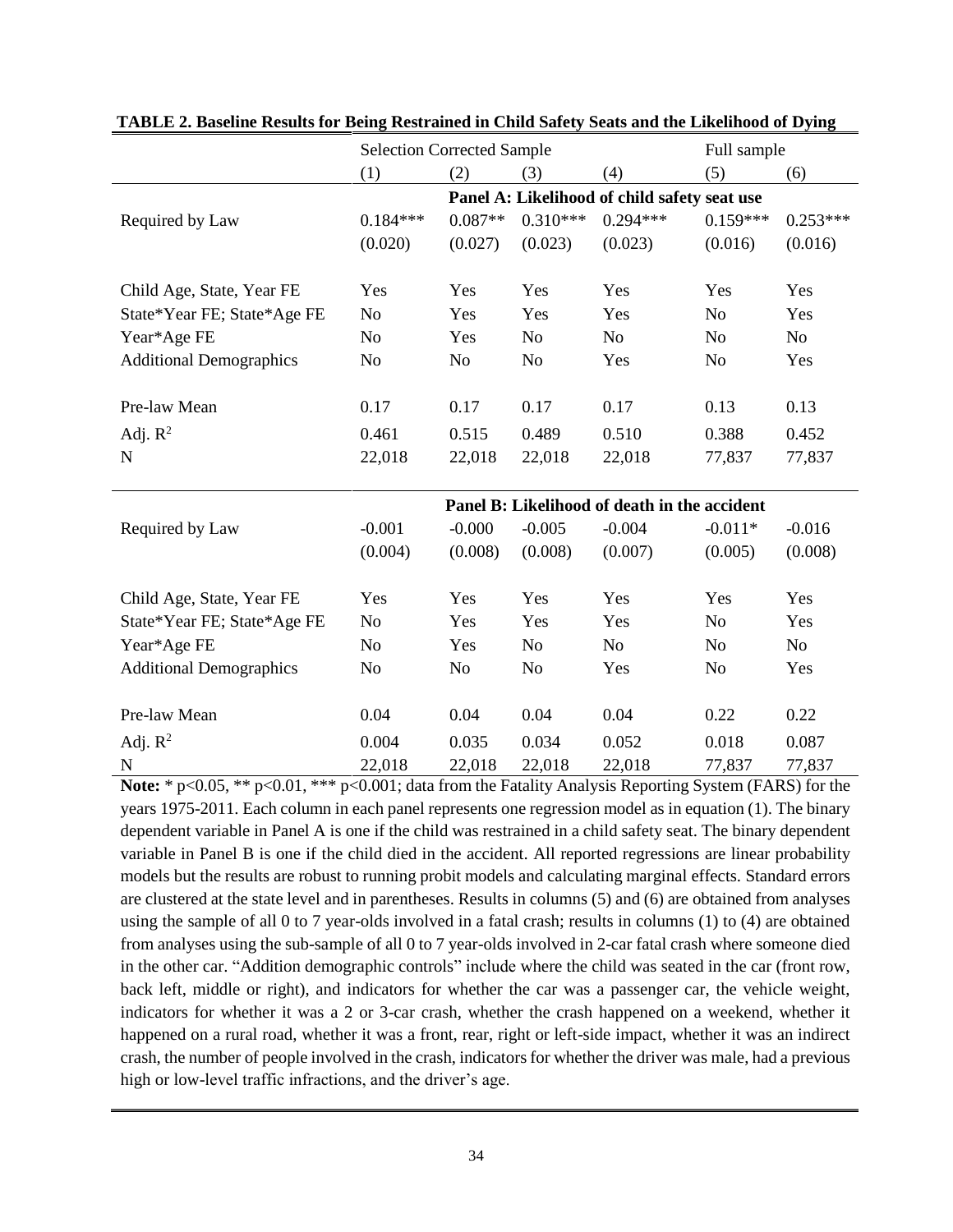**TABLE 2. Baseline Results for Being Restrained in Child Safety Seats and the Likelihood of Dying**

| | Selection Corrected Sample | | | | Full sample | |
|---|---|---|---|---|---|---|
| | (1) | (2) | (3) | (4) | (5) | (6) |
| | **Panel A: Likelihood of child safety seat use** | | | | | |
| Required by Law | 0.184*** | 0.087** | 0.310*** | 0.294*** | 0.159*** | 0.253*** |
| | (0.020) | (0.027) | (0.023) | (0.023) | (0.016) | (0.016) |
| Child Age, State, Year FE | Yes | Yes | Yes | Yes | Yes | Yes |
| State*Year FE; State*Age FE | No | Yes | Yes | Yes | No | Yes |
| Year*Age FE | No | Yes | No | No | No | No |
| Additional Demographics | No | No | No | Yes | No | Yes |
| Pre-law Mean | 0.17 | 0.17 | 0.17 | 0.17 | 0.13 | 0.13 |
| Adj. $R^2$ | 0.461 | 0.515 | 0.489 | 0.510 | 0.388 | 0.452 |
| N | 22,018 | 22,018 | 22,018 | 22,018 | 77,837 | 77,837 |
| | **Panel B: Likelihood of death in the accident** | | | | | |
| Required by Law | -0.001 | -0.000 | -0.005 | -0.004 | -0.011* | -0.016 |
| | (0.004) | (0.008) | (0.008) | (0.007) | (0.005) | (0.008) |
| Child Age, State, Year FE | Yes | Yes | Yes | Yes | Yes | Yes |
| State*Year FE; State*Age FE | No | Yes | Yes | Yes | No | Yes |
| Year*Age FE | No | Yes | No | No | No | No |
| Additional Demographics | No | No | No | Yes | No | Yes |
| Pre-law Mean | 0.04 | 0.04 | 0.04 | 0.04 | 0.22 | 0.22 |
| Adj. $R^2$ | 0.004 | 0.035 | 0.034 | 0.052 | 0.018 | 0.087 |
| N | 22,018 | 22,018 | 22,018 | 22,018 | 77,837 | 77,837 |

**Note:** * p<0.05, ** p<0.01, *** p<0.001; data from the Fatality Analysis Reporting System (FARS) for the years 1975-2011. Each column in each panel represents one regression model as in equation (1). The binary dependent variable in Panel A is one if the child was restrained in a child safety seat. The binary dependent variable in Panel B is one if the child died in the accident. All reported regressions are linear probability models but the results are robust to running probit models and calculating marginal effects. Standard errors are clustered at the state level and in parentheses. Results in columns (5) and (6) are obtained from analyses using the sample of all 0 to 7 year-olds involved in a fatal crash; results in columns (1) to (4) are obtained from analyses using the sub-sample of all 0 to 7 year-olds involved in 2-car fatal crash where someone died in the other car. "Addition demographic controls" include where the child was seated in the car (front row, back left, middle or right), and indicators for whether the car was a passenger car, the vehicle weight, indicators for whether it was a 2 or 3-car crash, whether the crash happened on a weekend, whether it happened on a rural road, whether it was a front, rear, right or left-side impact, whether it was an indirect crash, the number of people involved in the crash, indicators for whether the driver was male, had a previous high or low-level traffic infractions, and the driver's age.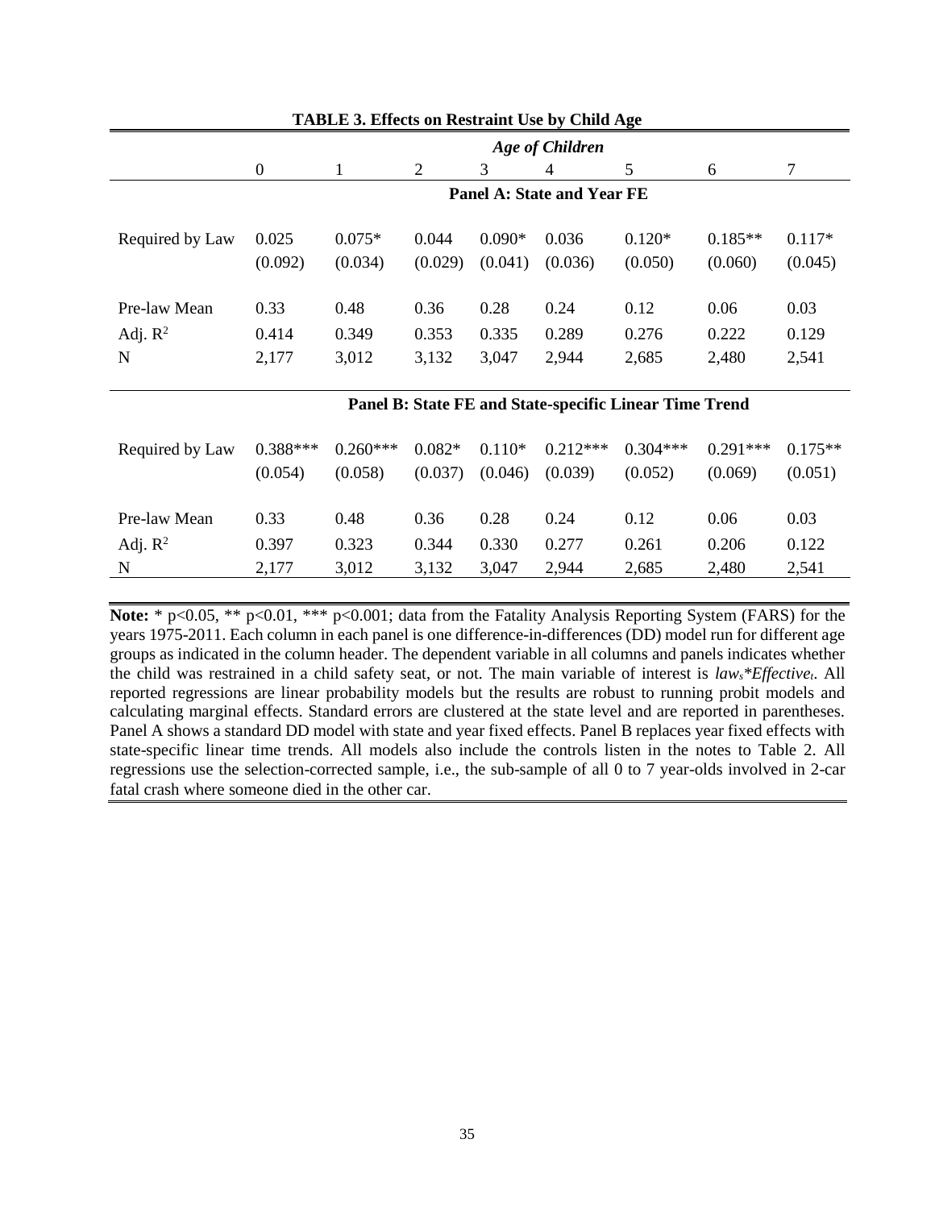**TABLE 3. Effects on Restraint Use by Child Age**

| | *Age of Children* | | | | | | | |
|---|---|---|---|---|---|---|---|---|
| | 0 | 1 | 2 | 3 | 4 | 5 | 6 | 7 |
| | **Panel A: State and Year FE** | | | | | | | |
| Required by Law | 0.025 | 0.075* | 0.044 | 0.090* | 0.036 | 0.120* | 0.185** | 0.117* |
| | (0.092) | (0.034) | (0.029) | (0.041) | (0.036) | (0.050) | (0.060) | (0.045) |
| Pre-law Mean | 0.33 | 0.48 | 0.36 | 0.28 | 0.24 | 0.12 | 0.06 | 0.03 |
| Adj. $R^2$ | 0.414 | 0.349 | 0.353 | 0.335 | 0.289 | 0.276 | 0.222 | 0.129 |
| N | 2,177 | 3,012 | 3,132 | 3,047 | 2,944 | 2,685 | 2,480 | 2,541 |
| | **Panel B: State FE and State-specific Linear Time Trend** | | | | | | | |
| Required by Law | 0.388*** | 0.260*** | 0.082* | 0.110* | 0.212*** | 0.304*** | 0.291*** | 0.175** |
| | (0.054) | (0.058) | (0.037) | (0.046) | (0.039) | (0.052) | (0.069) | (0.051) |
| Pre-law Mean | 0.33 | 0.48 | 0.36 | 0.28 | 0.24 | 0.12 | 0.06 | 0.03 |
| Adj. $R^2$ | 0.397 | 0.323 | 0.344 | 0.330 | 0.277 | 0.261 | 0.206 | 0.122 |
| N | 2,177 | 3,012 | 3,132 | 3,047 | 2,944 | 2,685 | 2,480 | 2,541 |

**Note:** * $p<0.05$, ** $p<0.01$, *** $p<0.001$; data from the Fatality Analysis Reporting System (FARS) for the years 1975-2011. Each column in each panel is one difference-in-differences (DD) model run for different age groups as indicated in the column header. The dependent variable in all columns and panels indicates whether the child was restrained in a child safety seat, or not. The main variable of interest is $law_s$*$Effective_t$. All reported regressions are linear probability models but the results are robust to running probit models and calculating marginal effects. Standard errors are clustered at the state level and are reported in parentheses. Panel A shows a standard DD model with state and year fixed effects. Panel B replaces year fixed effects with state-specific linear time trends. All models also include the controls listen in the notes to Table 2. All regressions use the selection-corrected sample, i.e., the sub-sample of all 0 to 7 year-olds involved in 2-car fatal crash where someone died in the other car.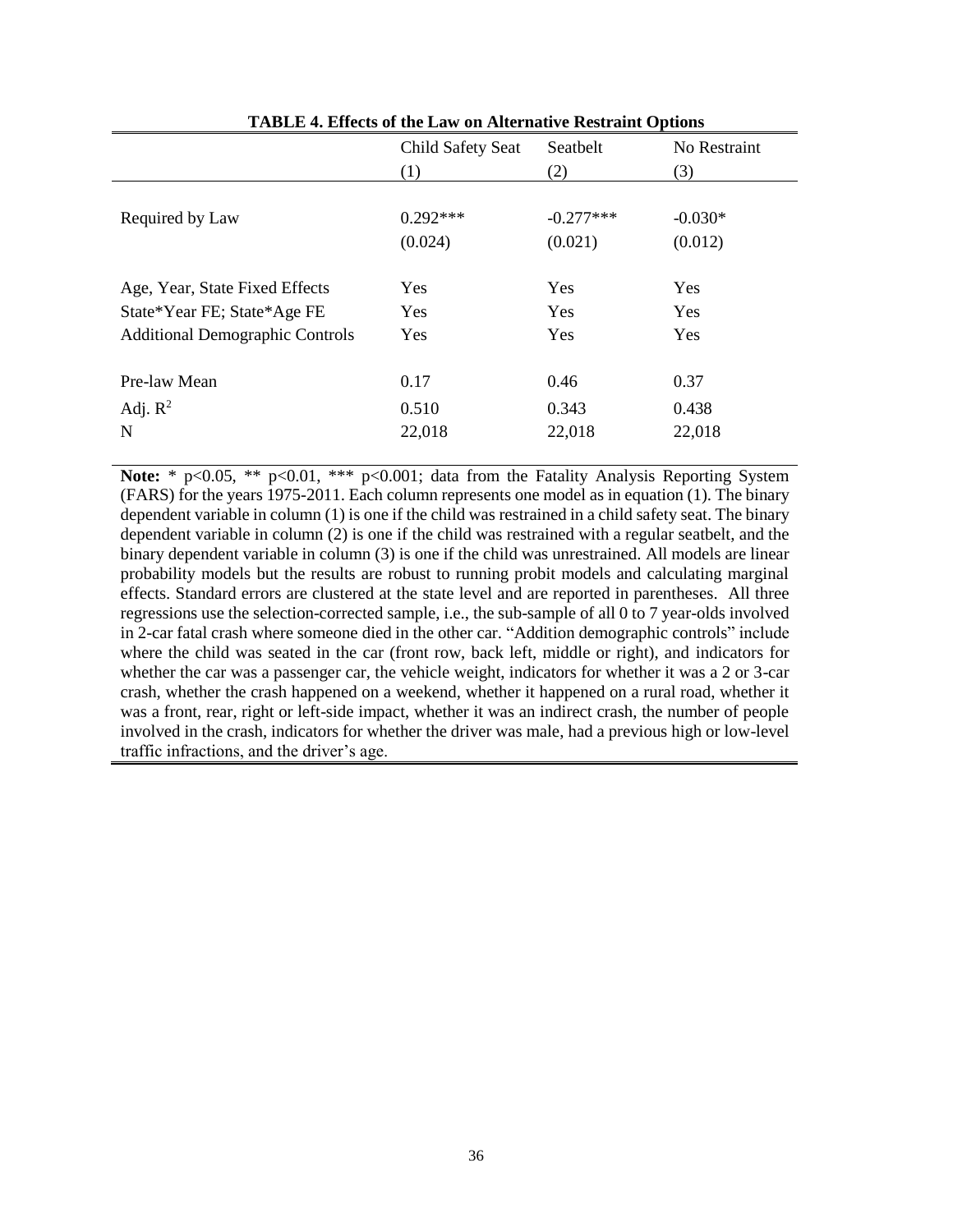**TABLE 4. Effects of the Law on Alternative Restraint Options**

| | Child Safety Seat | Seatbelt | No Restraint |
|---|---|---|---|
| | (1) | (2) | (3) |
| Required by Law | 0.292*** | -0.277*** | -0.030* |
| | (0.024) | (0.021) | (0.012) |
| Age, Year, State Fixed Effects | Yes | Yes | Yes |
| State*Year FE; State*Age FE | Yes | Yes | Yes |
| Additional Demographic Controls | Yes | Yes | Yes |
| Pre-law Mean | 0.17 | 0.46 | 0.37 |
| Adj. $R^2$ | 0.510 | 0.343 | 0.438 |
| N | 22,018 | 22,018 | 22,018 |

**Note:** * $p<0.05$, ** $p<0.01$, *** $p<0.001$; data from the Fatality Analysis Reporting System (FARS) for the years 1975-2011. Each column represents one model as in equation (1). The binary dependent variable in column (1) is one if the child was restrained in a child safety seat. The binary dependent variable in column (2) is one if the child was restrained with a regular seatbelt, and the binary dependent variable in column (3) is one if the child was unrestrained. All models are linear probability models but the results are robust to running probit models and calculating marginal effects. Standard errors are clustered at the state level and are reported in parentheses. All three regressions use the selection-corrected sample, i.e., the sub-sample of all 0 to 7 year-olds involved in 2-car fatal crash where someone died in the other car. "Addition demographic controls" include where the child was seated in the car (front row, back left, middle or right), and indicators for whether the car was a passenger car, the vehicle weight, indicators for whether it was a 2 or 3-car crash, whether the crash happened on a weekend, whether it happened on a rural road, whether it was a front, rear, right or left-side impact, whether it was an indirect crash, the number of people involved in the crash, indicators for whether the driver was male, had a previous high or low-level traffic infractions, and the driver's age.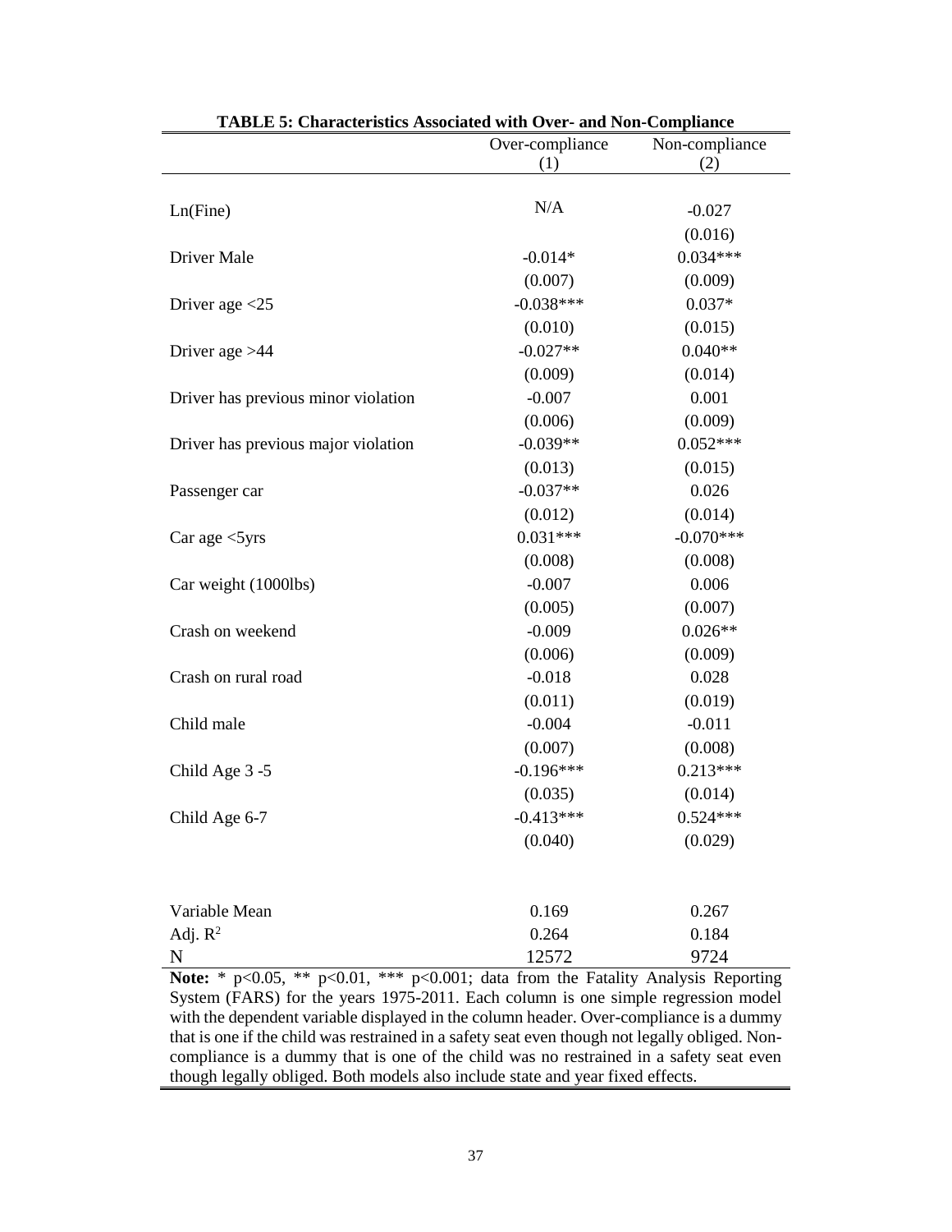**TABLE 5: Characteristics Associated with Over- and Non-Compliance**

| | Over-compliance | Non-compliance |
|---|---|---|
| | (1) | (2) |
| Ln(Fine) | N/A | -0.027 |
| | | (0.016) |
| Driver Male | -0.014* | 0.034*** |
| | (0.007) | (0.009) |
| Driver age <25 | -0.038*** | 0.037* |
| | (0.010) | (0.015) |
| Driver age >44 | -0.027** | 0.040** |
| | (0.009) | (0.014) |
| Driver has previous minor violation | -0.007 | 0.001 |
| | (0.006) | (0.009) |
| Driver has previous major violation | -0.039** | 0.052*** |
| | (0.013) | (0.015) |
| Passenger car | -0.037** | 0.026 |
| | (0.012) | (0.014) |
| Car age <5yrs | 0.031*** | -0.070*** |
| | (0.008) | (0.008) |
| Car weight (1000lbs) | -0.007 | 0.006 |
| | (0.005) | (0.007) |
| Crash on weekend | -0.009 | 0.026** |
| | (0.006) | (0.009) |
| Crash on rural road | -0.018 | 0.028 |
| | (0.011) | (0.019) |
| Child male | -0.004 | -0.011 |
| | (0.007) | (0.008) |
| Child Age 3 -5 | -0.196*** | 0.213*** |
| | (0.035) | (0.014) |
| Child Age 6-7 | -0.413*** | 0.524*** |
| | (0.040) | (0.029) |
| Variable Mean | 0.169 | 0.267 |
| Adj. $R^2$ | 0.264 | 0.184 |
| N | 12572 | 9724 |

**Note:** * p<0.05, ** p<0.01, *** p<0.001; data from the Fatality Analysis Reporting System (FARS) for the years 1975-2011. Each column is one simple regression model with the dependent variable displayed in the column header. Over-compliance is a dummy that is one if the child was restrained in a safety seat even though not legally obliged. Non-compliance is a dummy that is one of the child was no restrained in a safety seat even though legally obliged. Both models also include state and year fixed effects.